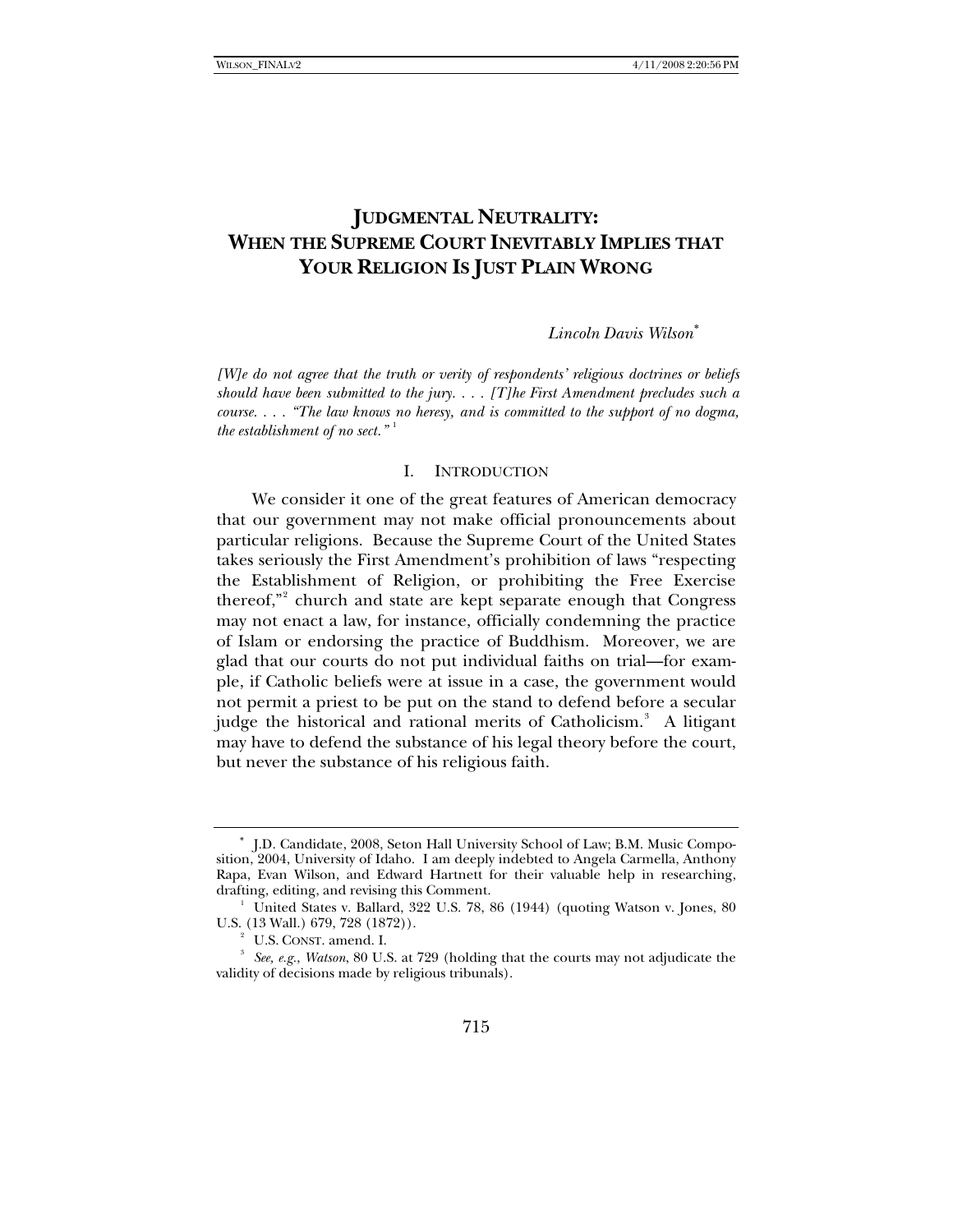# JUDGMENTAL NEUTRALITY: WHEN THE SUPREME COURT INEVITABLY IMPLIES THAT YOUR RELIGION IS JUST PLAIN WRONG

*Lincoln Davis Wilson*[*]

*[W]e do not agree that the truth or verity of respondents' religious doctrines or beliefs should have been submitted to the jury. . . . [T]he First Amendment precludes such a course. . . . "The law knows no heresy, and is committed to the support of no dogma, the establishment of no sect."*[1]

## I. INTRODUCTION

We consider it one of the great features of American democracy that our government may not make official pronouncements about particular religions. Because the Supreme Court of the United States takes seriously the First Amendment's prohibition of laws "respecting the Establishment of Religion, or prohibiting the Free Exercise thereof,"[2] church and state are kept separate enough that Congress may not enact a law, for instance, officially condemning the practice of Islam or endorsing the practice of Buddhism. Moreover, we are glad that our courts do not put individual faiths on trial—for example, if Catholic beliefs were at issue in a case, the government would not permit a priest to be put on the stand to defend before a secular judge the historical and rational merits of Catholicism.[3] A litigant may have to defend the substance of his legal theory before the court, but never the substance of his religious faith.

---

[*] J.D. Candidate, 2008, Seton Hall University School of Law; B.M. Music Composition, 2004, University of Idaho. I am deeply indebted to Angela Carmella, Anthony Rapa, Evan Wilson, and Edward Hartnett for their valuable help in researching, drafting, editing, and revising this Comment.

[1] United States v. Ballard, 322 U.S. 78, 86 (1944) (quoting Watson v. Jones, 80 U.S. (13 Wall.) 679, 728 (1872)).

[2] U.S. CONST. amend. I.

[3] *See, e.g.*, *Watson*, 80 U.S. at 729 (holding that the courts may not adjudicate the validity of decisions made by religious tribunals).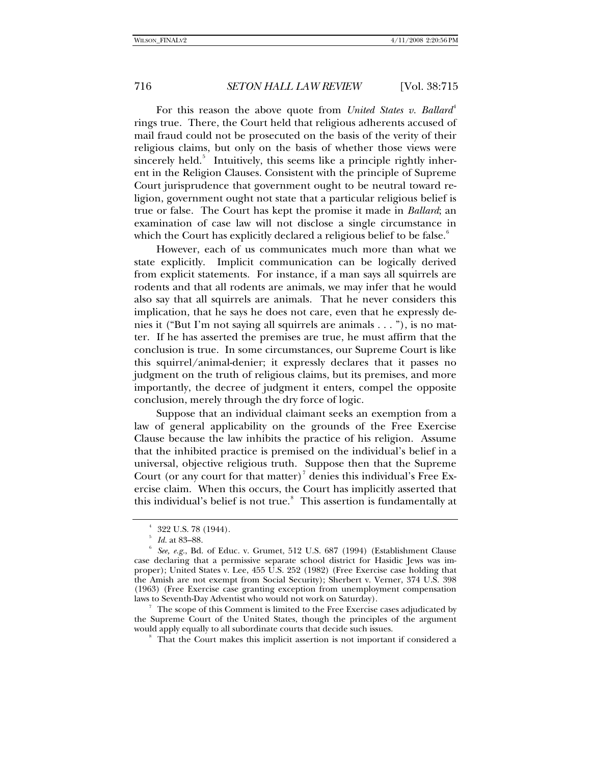For this reason the above quote from *United States v. Ballard*[4] rings true. There, the Court held that religious adherents accused of mail fraud could not be prosecuted on the basis of the verity of their religious claims, but only on the basis of whether those views were sincerely held.[5] Intuitively, this seems like a principle rightly inherent in the Religion Clauses. Consistent with the principle of Supreme Court jurisprudence that government ought to be neutral toward religion, government ought not state that a particular religious belief is true or false. The Court has kept the promise it made in *Ballard*; an examination of case law will not disclose a single circumstance in which the Court has explicitly declared a religious belief to be false.[6]

However, each of us communicates much more than what we state explicitly. Implicit communication can be logically derived from explicit statements. For instance, if a man says all squirrels are rodents and that all rodents are animals, we may infer that he would also say that all squirrels are animals. That he never considers this implication, that he says he does not care, even that he expressly denies it ("But I'm not saying all squirrels are animals . . . "), is no matter. If he has asserted the premises are true, he must affirm that the conclusion is true. In some circumstances, our Supreme Court is like this squirrel/animal-denier; it expressly declares that it passes no judgment on the truth of religious claims, but its premises, and more importantly, the decree of judgment it enters, compel the opposite conclusion, merely through the dry force of logic.

Suppose that an individual claimant seeks an exemption from a law of general applicability on the grounds of the Free Exercise Clause because the law inhibits the practice of his religion. Assume that the inhibited practice is premised on the individual's belief in a universal, objective religious truth. Suppose then that the Supreme Court (or any court for that matter)[7] denies this individual's Free Exercise claim. When this occurs, the Court has implicitly asserted that this individual's belief is not true.[8] This assertion is fundamentally at

---

[4] 322 U.S. 78 (1944).

[5] *Id.* at 83–88.

[6] *See, e.g.*, Bd. of Educ. v. Grumet, 512 U.S. 687 (1994) (Establishment Clause case declaring that a permissive separate school district for Hasidic Jews was improper); United States v. Lee, 455 U.S. 252 (1982) (Free Exercise case holding that the Amish are not exempt from Social Security); Sherbert v. Verner, 374 U.S. 398 (1963) (Free Exercise case granting exception from unemployment compensation laws to Seventh-Day Adventist who would not work on Saturday).

[7] The scope of this Comment is limited to the Free Exercise cases adjudicated by the Supreme Court of the United States, though the principles of the argument would apply equally to all subordinate courts that decide such issues.

[8] That the Court makes this implicit assertion is not important if considered a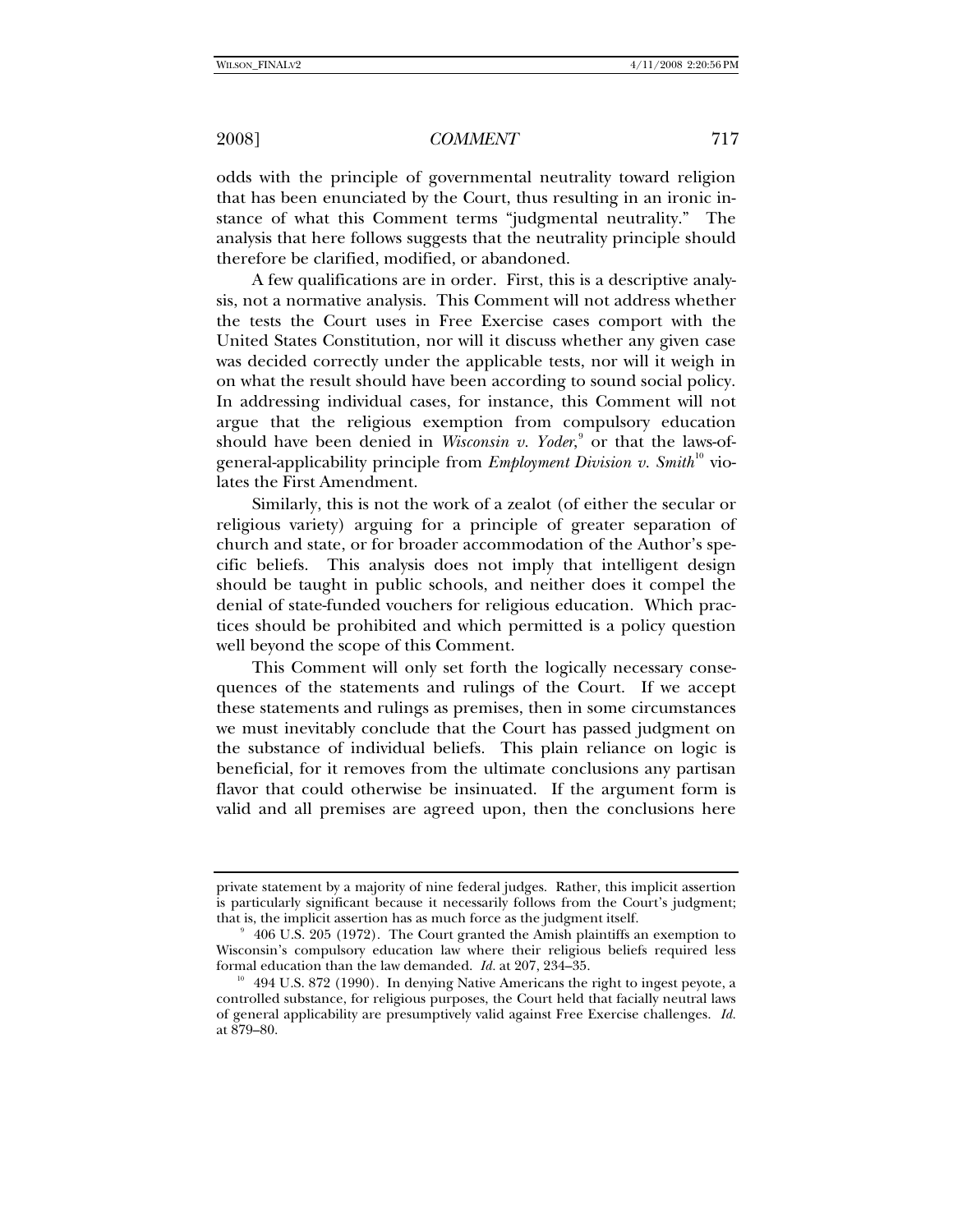odds with the principle of governmental neutrality toward religion that has been enunciated by the Court, thus resulting in an ironic instance of what this Comment terms "judgmental neutrality." The analysis that here follows suggests that the neutrality principle should therefore be clarified, modified, or abandoned.

A few qualifications are in order. First, this is a descriptive analysis, not a normative analysis. This Comment will not address whether the tests the Court uses in Free Exercise cases comport with the United States Constitution, nor will it discuss whether any given case was decided correctly under the applicable tests, nor will it weigh in on what the result should have been according to sound social policy. In addressing individual cases, for instance, this Comment will not argue that the religious exemption from compulsory education should have been denied in *Wisconsin v. Yoder*,[9] or that the laws-of-general-applicability principle from *Employment Division v. Smith*[10] violates the First Amendment.

Similarly, this is not the work of a zealot (of either the secular or religious variety) arguing for a principle of greater separation of church and state, or for broader accommodation of the Author's specific beliefs. This analysis does not imply that intelligent design should be taught in public schools, and neither does it compel the denial of state-funded vouchers for religious education. Which practices should be prohibited and which permitted is a policy question well beyond the scope of this Comment.

This Comment will only set forth the logically necessary consequences of the statements and rulings of the Court. If we accept these statements and rulings as premises, then in some circumstances we must inevitably conclude that the Court has passed judgment on the substance of individual beliefs. This plain reliance on logic is beneficial, for it removes from the ultimate conclusions any partisan flavor that could otherwise be insinuated. If the argument form is valid and all premises are agreed upon, then the conclusions here

---

private statement by a majority of nine federal judges. Rather, this implicit assertion is particularly significant because it necessarily follows from the Court's judgment; that is, the implicit assertion has as much force as the judgment itself.

[9] 406 U.S. 205 (1972). The Court granted the Amish plaintiffs an exemption to Wisconsin's compulsory education law where their religious beliefs required less formal education than the law demanded. *Id.* at 207, 234–35.

[10] 494 U.S. 872 (1990). In denying Native Americans the right to ingest peyote, a controlled substance, for religious purposes, the Court held that facially neutral laws of general applicability are presumptively valid against Free Exercise challenges. *Id.* at 879–80.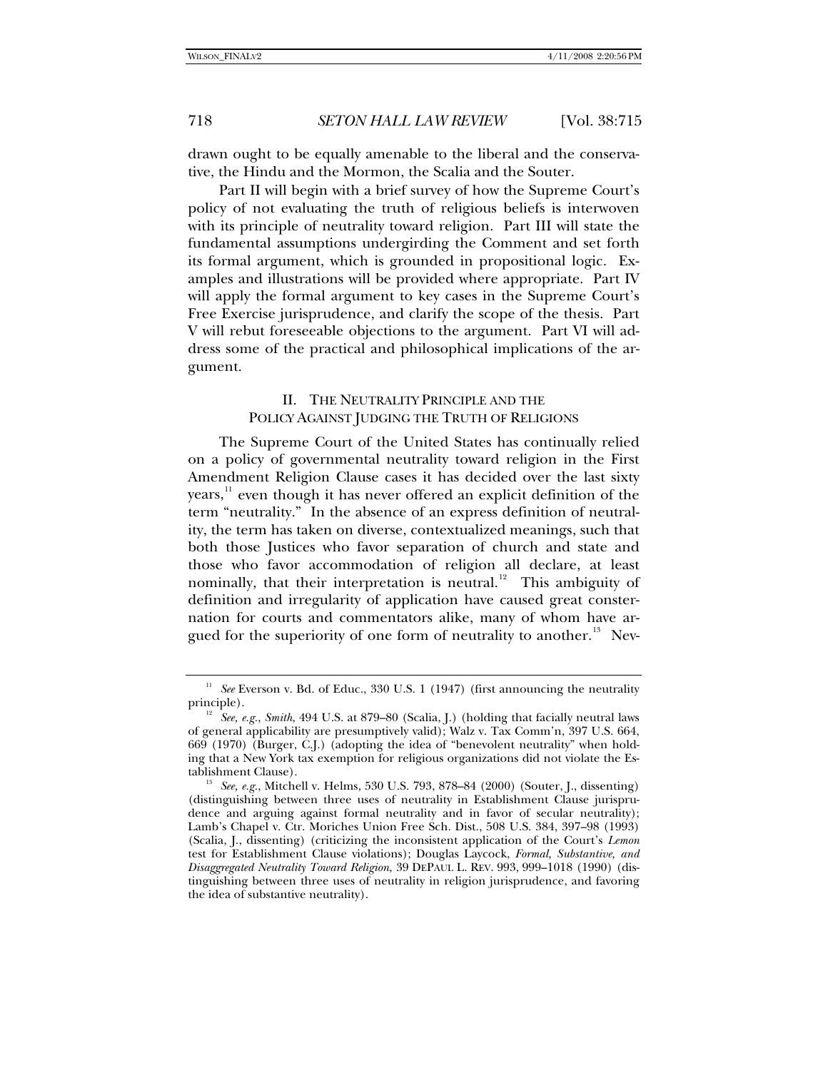drawn ought to be equally amenable to the liberal and the conservative, the Hindu and the Mormon, the Scalia and the Souter.

Part II will begin with a brief survey of how the Supreme Court's policy of not evaluating the truth of religious beliefs is interwoven with its principle of neutrality toward religion. Part III will state the fundamental assumptions undergirding the Comment and set forth its formal argument, which is grounded in propositional logic. Examples and illustrations will be provided where appropriate. Part IV will apply the formal argument to key cases in the Supreme Court's Free Exercise jurisprudence, and clarify the scope of the thesis. Part V will rebut foreseeable objections to the argument. Part VI will address some of the practical and philosophical implications of the argument.

## II. THE NEUTRALITY PRINCIPLE AND THE POLICY AGAINST JUDGING THE TRUTH OF RELIGIONS

The Supreme Court of the United States has continually relied on a policy of governmental neutrality toward religion in the First Amendment Religion Clause cases it has decided over the last sixty years,[11] even though it has never offered an explicit definition of the term "neutrality." In the absence of an express definition of neutrality, the term has taken on diverse, contextualized meanings, such that both those Justices who favor separation of church and state and those who favor accommodation of religion all declare, at least nominally, that their interpretation is neutral.[12] This ambiguity of definition and irregularity of application have caused great consternation for courts and commentators alike, many of whom have argued for the superiority of one form of neutrality to another.[13] Nev-

---

[11] *See* Everson v. Bd. of Educ., 330 U.S. 1 (1947) (first announcing the neutrality principle).

[12] *See, e.g.*, *Smith*, 494 U.S. at 879–80 (Scalia, J.) (holding that facially neutral laws of general applicability are presumptively valid); Walz v. Tax Comm'n, 397 U.S. 664, 669 (1970) (Burger, C.J.) (adopting the idea of "benevolent neutrality" when holding that a New York tax exemption for religious organizations did not violate the Establishment Clause).

[13] *See, e.g.*, Mitchell v. Helms, 530 U.S. 793, 878–84 (2000) (Souter, J., dissenting) (distinguishing between three uses of neutrality in Establishment Clause jurisprudence and arguing against formal neutrality and in favor of secular neutrality); Lamb's Chapel v. Ctr. Moriches Union Free Sch. Dist., 508 U.S. 384, 397–98 (1993) (Scalia, J., dissenting) (criticizing the inconsistent application of the Court's *Lemon* test for Establishment Clause violations); Douglas Laycock, *Formal, Substantive, and Disaggregated Neutrality Toward Religion*, 39 DEPAUL L. REV. 993, 999–1018 (1990) (distinguishing between three uses of neutrality in religion jurisprudence, and favoring the idea of substantive neutrality).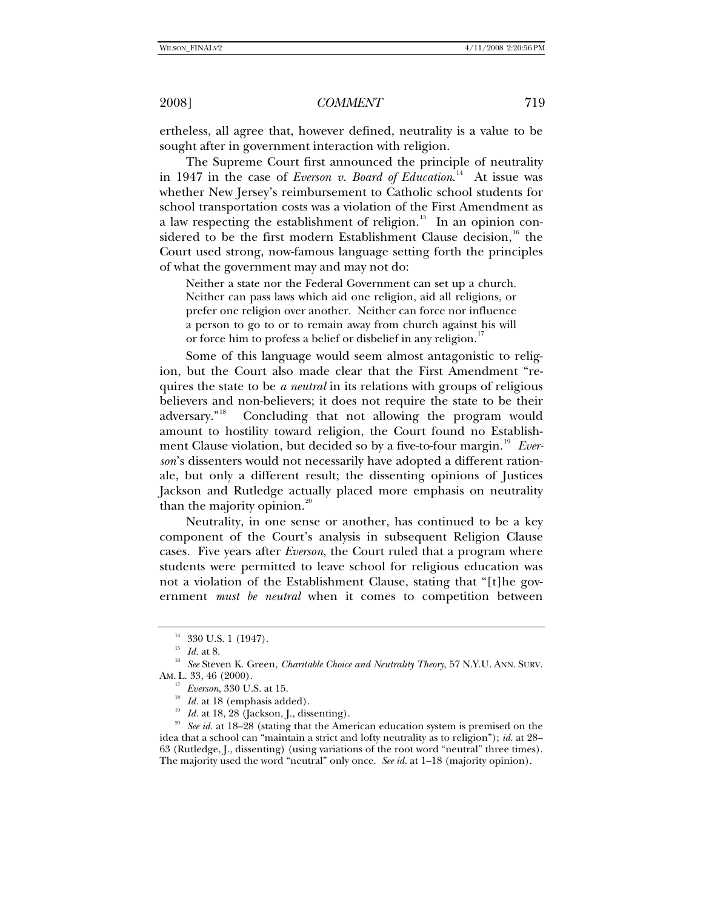ertheless, all agree that, however defined, neutrality is a value to be sought after in government interaction with religion.

The Supreme Court first announced the principle of neutrality in 1947 in the case of *Everson v. Board of Education*.[14] At issue was whether New Jersey's reimbursement to Catholic school students for school transportation costs was a violation of the First Amendment as a law respecting the establishment of religion.[15] In an opinion considered to be the first modern Establishment Clause decision,[16] the Court used strong, now-famous language setting forth the principles of what the government may and may not do:

> Neither a state nor the Federal Government can set up a church. Neither can pass laws which aid one religion, aid all religions, or prefer one religion over another. Neither can force nor influence a person to go to or to remain away from church against his will or force him to profess a belief or disbelief in any religion.[17]

Some of this language would seem almost antagonistic to religion, but the Court also made clear that the First Amendment "requires the state to be *a neutral* in its relations with groups of religious believers and non-believers; it does not require the state to be their adversary."[18] Concluding that not allowing the program would amount to hostility toward religion, the Court found no Establishment Clause violation, but decided so by a five-to-four margin.[19] *Everson*'s dissenters would not necessarily have adopted a different rationale, but only a different result; the dissenting opinions of Justices Jackson and Rutledge actually placed more emphasis on neutrality than the majority opinion.[20]

Neutrality, in one sense or another, has continued to be a key component of the Court's analysis in subsequent Religion Clause cases. Five years after *Everson*, the Court ruled that a program where students were permitted to leave school for religious education was not a violation of the Establishment Clause, stating that "[t]he government *must be neutral* when it comes to competition between

---

[14] 330 U.S. 1 (1947).

[15] *Id.* at 8.

[16] *See* Steven K. Green, *Charitable Choice and Neutrality Theory*, 57 N.Y.U. ANN. SURV. AM. L. 33, 46 (2000).

[17] *Everson*, 330 U.S. at 15.

[18] *Id.* at 18 (emphasis added).

[19] *Id.* at 18, 28 (Jackson, J., dissenting).

[20] *See id.* at 18–28 (stating that the American education system is premised on the idea that a school can "maintain a strict and lofty neutrality as to religion"); *id.* at 28–63 (Rutledge, J., dissenting) (using variations of the root word "neutral" three times). The majority used the word "neutral" only once. *See id.* at 1–18 (majority opinion).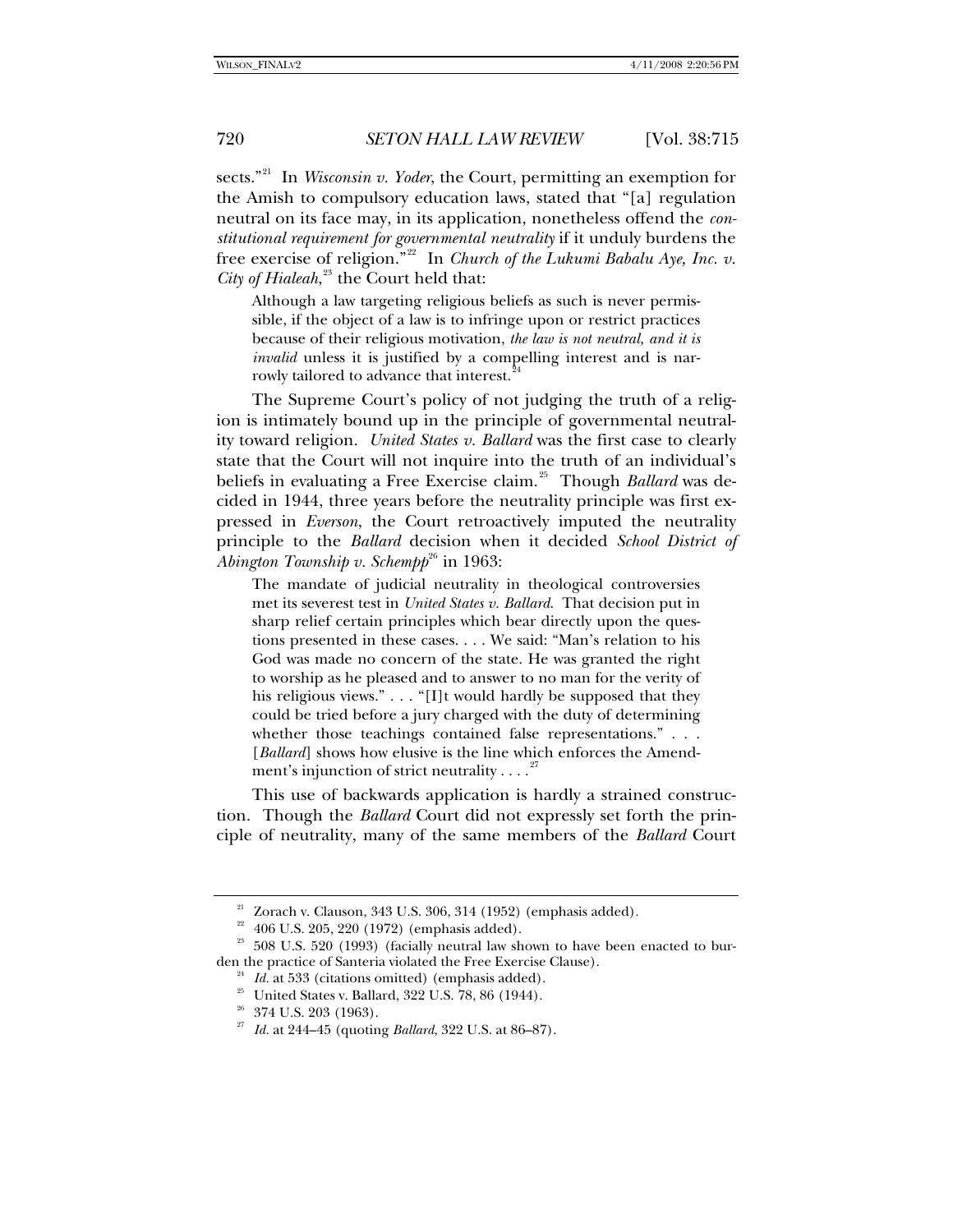sects."[21] In *Wisconsin v. Yoder*, the Court, permitting an exemption for the Amish to compulsory education laws, stated that "[a] regulation neutral on its face may, in its application, nonetheless offend the *constitutional requirement for governmental neutrality* if it unduly burdens the free exercise of religion."[22] In *Church of the Lukumi Babalu Aye, Inc. v. City of Hialeah*,[23] the Court held that:

> Although a law targeting religious beliefs as such is never permissible, if the object of a law is to infringe upon or restrict practices because of their religious motivation, *the law is not neutral, and it is invalid* unless it is justified by a compelling interest and is narrowly tailored to advance that interest.[24]

The Supreme Court's policy of not judging the truth of a religion is intimately bound up in the principle of governmental neutrality toward religion. *United States v. Ballard* was the first case to clearly state that the Court will not inquire into the truth of an individual's beliefs in evaluating a Free Exercise claim.[25] Though *Ballard* was decided in 1944, three years before the neutrality principle was first expressed in *Everson*, the Court retroactively imputed the neutrality principle to the *Ballard* decision when it decided *School District of Abington Township v. Schempp*[26] in 1963:

> The mandate of judicial neutrality in theological controversies met its severest test in *United States v. Ballard*. That decision put in sharp relief certain principles which bear directly upon the questions presented in these cases. . . . We said: "Man's relation to his God was made no concern of the state. He was granted the right to worship as he pleased and to answer to no man for the verity of his religious views." . . . "[I]t would hardly be supposed that they could be tried before a jury charged with the duty of determining whether those teachings contained false representations." . . . [*Ballard*] shows how elusive is the line which enforces the Amendment's injunction of strict neutrality . . . .[27]

This use of backwards application is hardly a strained construction. Though the *Ballard* Court did not expressly set forth the principle of neutrality, many of the same members of the *Ballard* Court

---

[21] Zorach v. Clauson, 343 U.S. 306, 314 (1952) (emphasis added).

[22] 406 U.S. 205, 220 (1972) (emphasis added).

[23] 508 U.S. 520 (1993) (facially neutral law shown to have been enacted to burden the practice of Santeria violated the Free Exercise Clause).

[24] *Id.* at 533 (citations omitted) (emphasis added).

[25] United States v. Ballard, 322 U.S. 78, 86 (1944).

[26] 374 U.S. 203 (1963).

[27] *Id.* at 244–45 (quoting *Ballard*, 322 U.S. at 86–87).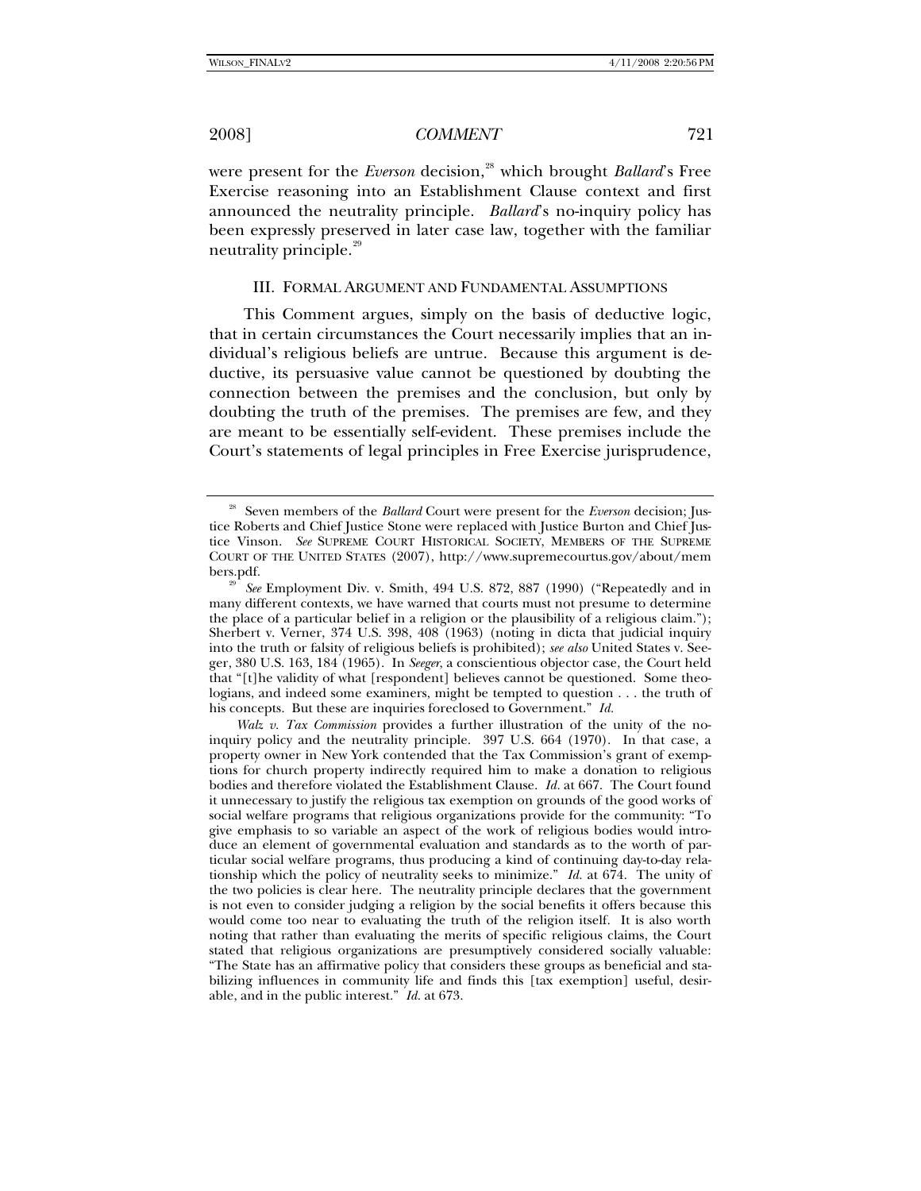were present for the *Everson* decision,[28] which brought *Ballard*'s Free Exercise reasoning into an Establishment Clause context and first announced the neutrality principle. *Ballard*'s no-inquiry policy has been expressly preserved in later case law, together with the familiar neutrality principle.[29]

### III. FORMAL ARGUMENT AND FUNDAMENTAL ASSUMPTIONS

This Comment argues, simply on the basis of deductive logic, that in certain circumstances the Court necessarily implies that an individual's religious beliefs are untrue. Because this argument is deductive, its persuasive value cannot be questioned by doubting the connection between the premises and the conclusion, but only by doubting the truth of the premises. The premises are few, and they are meant to be essentially self-evident. These premises include the Court's statements of legal principles in Free Exercise jurisprudence,

---

[28] Seven members of the *Ballard* Court were present for the *Everson* decision; Justice Roberts and Chief Justice Stone were replaced with Justice Burton and Chief Justice Vinson. *See* SUPREME COURT HISTORICAL SOCIETY, MEMBERS OF THE SUPREME COURT OF THE UNITED STATES (2007), http://www.supremecourtus.gov/about/members.pdf.

[29] *See* Employment Div. v. Smith, 494 U.S. 872, 887 (1990) ("Repeatedly and in many different contexts, we have warned that courts must not presume to determine the place of a particular belief in a religion or the plausibility of a religious claim."); Sherbert v. Verner, 374 U.S. 398, 408 (1963) (noting in dicta that judicial inquiry into the truth or falsity of religious beliefs is prohibited); *see also* United States v. Seeger, 380 U.S. 163, 184 (1965). In *Seeger*, a conscientious objector case, the Court held that "[t]he validity of what [respondent] believes cannot be questioned. Some theologians, and indeed some examiners, might be tempted to question . . . the truth of his concepts. But these are inquiries foreclosed to Government." *Id.*

*Walz v. Tax Commission* provides a further illustration of the unity of the no-inquiry policy and the neutrality principle. 397 U.S. 664 (1970). In that case, a property owner in New York contended that the Tax Commission's grant of exemptions for church property indirectly required him to make a donation to religious bodies and therefore violated the Establishment Clause. *Id.* at 667. The Court found it unnecessary to justify the religious tax exemption on grounds of the good works of social welfare programs that religious organizations provide for the community: "To give emphasis to so variable an aspect of the work of religious bodies would introduce an element of governmental evaluation and standards as to the worth of particular social welfare programs, thus producing a kind of continuing day-to-day relationship which the policy of neutrality seeks to minimize." *Id.* at 674. The unity of the two policies is clear here. The neutrality principle declares that the government is not even to consider judging a religion by the social benefits it offers because this would come too near to evaluating the truth of the religion itself. It is also worth noting that rather than evaluating the merits of specific religious claims, the Court stated that religious organizations are presumptively considered socially valuable: "The State has an affirmative policy that considers these groups as beneficial and stabilizing influences in community life and finds this [tax exemption] useful, desirable, and in the public interest." *Id.* at 673.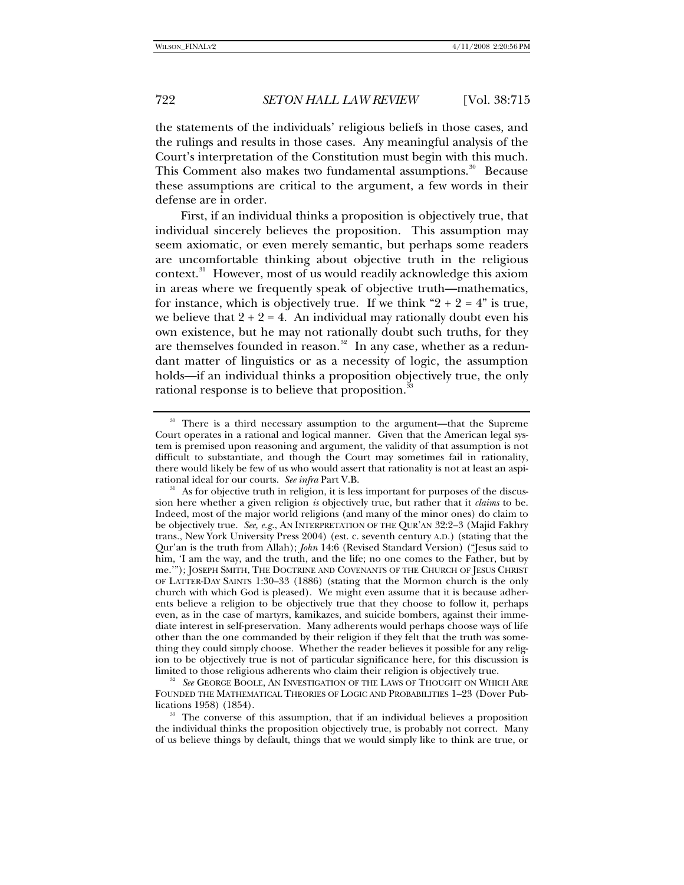the statements of the individuals' religious beliefs in those cases, and the rulings and results in those cases. Any meaningful analysis of the Court's interpretation of the Constitution must begin with this much. This Comment also makes two fundamental assumptions.[30] Because these assumptions are critical to the argument, a few words in their defense are in order.

First, if an individual thinks a proposition is objectively true, that individual sincerely believes the proposition. This assumption may seem axiomatic, or even merely semantic, but perhaps some readers are uncomfortable thinking about objective truth in the religious context.[31] However, most of us would readily acknowledge this axiom in areas where we frequently speak of objective truth—mathematics, for instance, which is objectively true. If we think "2 + 2 = 4" is true, we believe that 2 + 2 = 4. An individual may rationally doubt even his own existence, but he may not rationally doubt such truths, for they are themselves founded in reason.[32] In any case, whether as a redundant matter of linguistics or as a necessity of logic, the assumption holds—if an individual thinks a proposition objectively true, the only rational response is to believe that proposition.[33]

---

[30] There is a third necessary assumption to the argument—that the Supreme Court operates in a rational and logical manner. Given that the American legal system is premised upon reasoning and argument, the validity of that assumption is not difficult to substantiate, and though the Court may sometimes fail in rationality, there would likely be few of us who would assert that rationality is not at least an aspirational ideal for our courts. *See infra* Part V.B.

[31] As for objective truth in religion, it is less important for purposes of the discussion here whether a given religion *is* objectively true, but rather that it *claims* to be. Indeed, most of the major world religions (and many of the minor ones) do claim to be objectively true. *See, e.g.*, AN INTERPRETATION OF THE QUR'AN 32:2–3 (Majid Fakhry trans., New York University Press 2004) (est. c. seventh century A.D.) (stating that the Qur'an is the truth from Allah); *John* 14:6 (Revised Standard Version) ("Jesus said to him, 'I am the way, and the truth, and the life; no one comes to the Father, but by me.'"); JOSEPH SMITH, THE DOCTRINE AND COVENANTS OF THE CHURCH OF JESUS CHRIST OF LATTER-DAY SAINTS 1:30–33 (1886) (stating that the Mormon church is the only church with which God is pleased). We might even assume that it is because adherents believe a religion to be objectively true that they choose to follow it, perhaps even, as in the case of martyrs, kamikazes, and suicide bombers, against their immediate interest in self-preservation. Many adherents would perhaps choose ways of life other than the one commanded by their religion if they felt that the truth was something they could simply choose. Whether the reader believes it possible for any religion to be objectively true is not of particular significance here, for this discussion is limited to those religious adherents who claim their religion is objectively true.

[32] *See* GEORGE BOOLE, AN INVESTIGATION OF THE LAWS OF THOUGHT ON WHICH ARE FOUNDED THE MATHEMATICAL THEORIES OF LOGIC AND PROBABILITIES 1–23 (Dover Publications 1958) (1854).

[33] The converse of this assumption, that if an individual believes a proposition the individual thinks the proposition objectively true, is probably not correct. Many of us believe things by default, things that we would simply like to think are true, or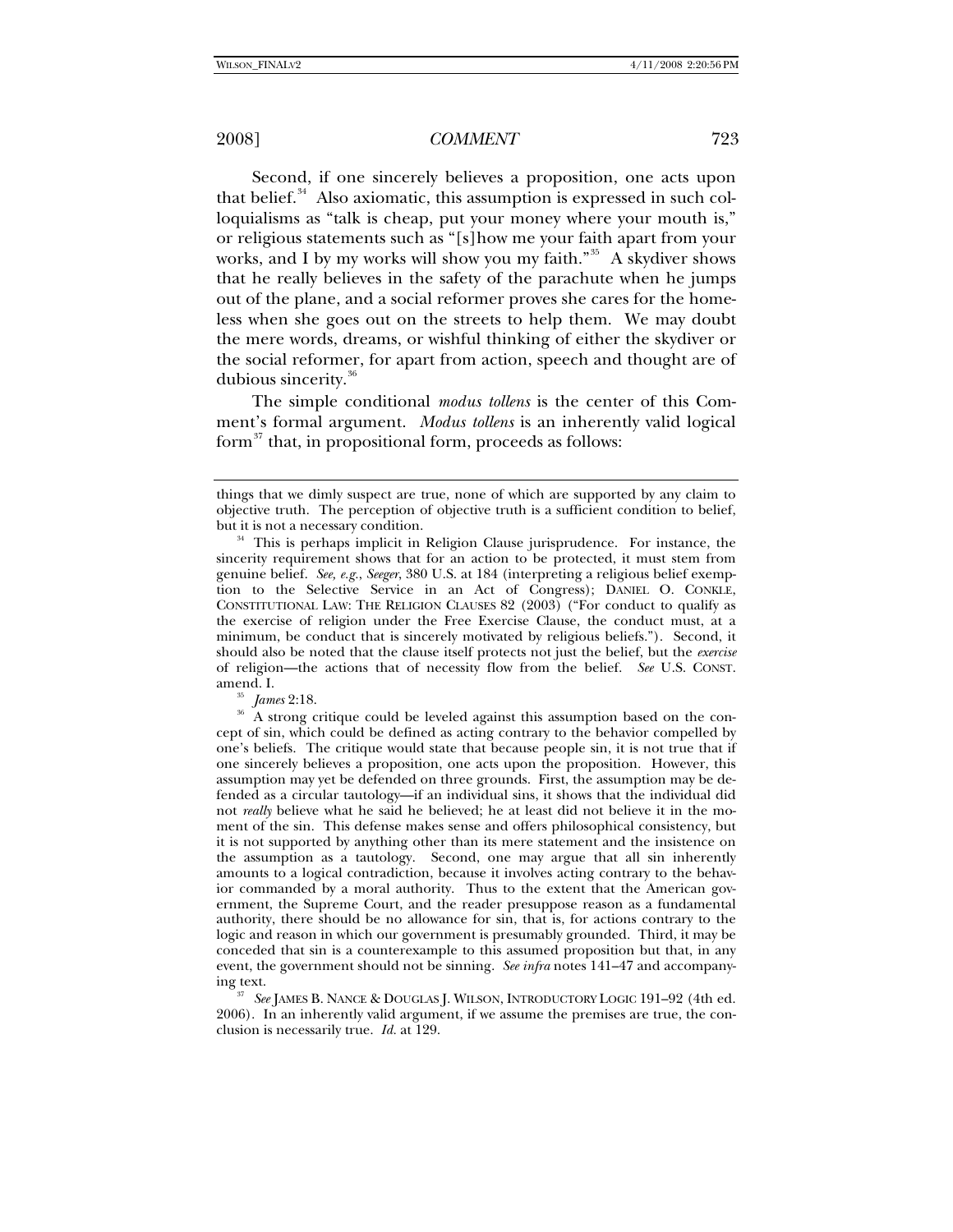Second, if one sincerely believes a proposition, one acts upon that belief.[34] Also axiomatic, this assumption is expressed in such colloquialisms as "talk is cheap, put your money where your mouth is," or religious statements such as "[s]how me your faith apart from your works, and I by my works will show you my faith."[35] A skydiver shows that he really believes in the safety of the parachute when he jumps out of the plane, and a social reformer proves she cares for the homeless when she goes out on the streets to help them. We may doubt the mere words, dreams, or wishful thinking of either the skydiver or the social reformer, for apart from action, speech and thought are of dubious sincerity.[36]

The simple conditional *modus tollens* is the center of this Comment's formal argument. *Modus tollens* is an inherently valid logical form[37] that, in propositional form, proceeds as follows:

---

things that we dimly suspect are true, none of which are supported by any claim to objective truth. The perception of objective truth is a sufficient condition to belief, but it is not a necessary condition.

[34] This is perhaps implicit in Religion Clause jurisprudence. For instance, the sincerity requirement shows that for an action to be protected, it must stem from genuine belief. *See, e.g.*, *Seeger*, 380 U.S. at 184 (interpreting a religious belief exemption to the Selective Service in an Act of Congress); DANIEL O. CONKLE, CONSTITUTIONAL LAW: THE RELIGION CLAUSES 82 (2003) ("For conduct to qualify as the exercise of religion under the Free Exercise Clause, the conduct must, at a minimum, be conduct that is sincerely motivated by religious beliefs."). Second, it should also be noted that the clause itself protects not just the belief, but the *exercise* of religion—the actions that of necessity flow from the belief. *See* U.S. CONST. amend. I.

[35] *James* 2:18.

[36] A strong critique could be leveled against this assumption based on the concept of sin, which could be defined as acting contrary to the behavior compelled by one's beliefs. The critique would state that because people sin, it is not true that if one sincerely believes a proposition, one acts upon the proposition. However, this assumption may yet be defended on three grounds. First, the assumption may be defended as a circular tautology—if an individual sins, it shows that the individual did not *really* believe what he said he believed; he at least did not believe it in the moment of the sin. This defense makes sense and offers philosophical consistency, but it is not supported by anything other than its mere statement and the insistence on the assumption as a tautology. Second, one may argue that all sin inherently amounts to a logical contradiction, because it involves acting contrary to the behavior commanded by a moral authority. Thus to the extent that the American government, the Supreme Court, and the reader presuppose reason as a fundamental authority, there should be no allowance for sin, that is, for actions contrary to the logic and reason in which our government is presumably grounded. Third, it may be conceded that sin is a counterexample to this assumed proposition but that, in any event, the government should not be sinning. *See infra* notes 141–47 and accompanying text.

[37] *See* JAMES B. NANCE & DOUGLAS J. WILSON, INTRODUCTORY LOGIC 191–92 (4th ed. 2006). In an inherently valid argument, if we assume the premises are true, the conclusion is necessarily true. *Id.* at 129.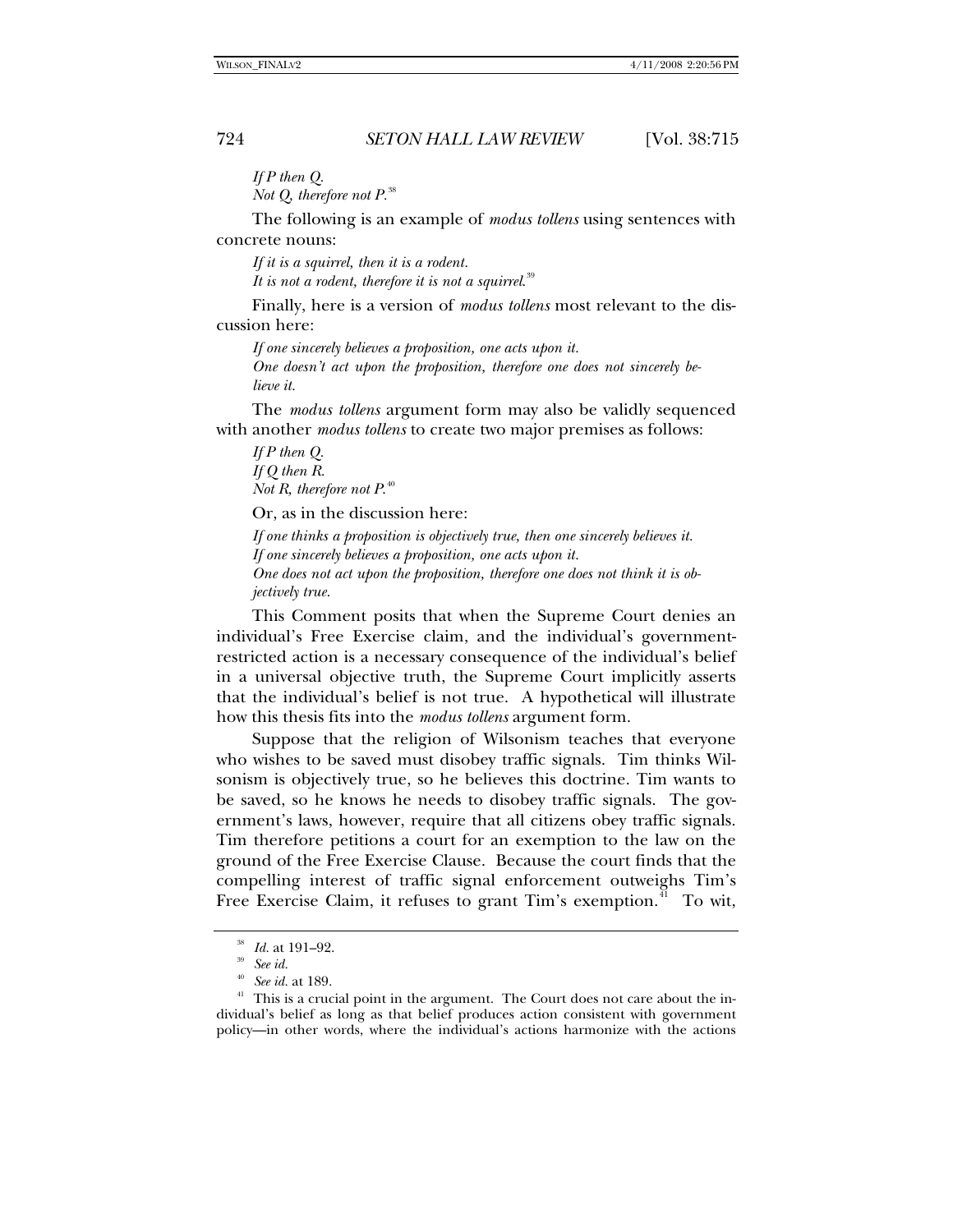*If P then Q.*
*Not Q, therefore not P.*[38]

The following is an example of *modus tollens* using sentences with concrete nouns:

*If it is a squirrel, then it is a rodent.*
*It is not a rodent, therefore it is not a squirrel.*[39]

Finally, here is a version of *modus tollens* most relevant to the discussion here:

*If one sincerely believes a proposition, one acts upon it.*
*One doesn't act upon the proposition, therefore one does not sincerely believe it.*

The *modus tollens* argument form may also be validly sequenced with another *modus tollens* to create two major premises as follows:

*If P then Q.*
*If Q then R.*
*Not R, therefore not P.*[40]

Or, as in the discussion here:

*If one thinks a proposition is objectively true, then one sincerely believes it.*
*If one sincerely believes a proposition, one acts upon it.*
*One does not act upon the proposition, therefore one does not think it is objectively true.*

This Comment posits that when the Supreme Court denies an individual's Free Exercise claim, and the individual's government-restricted action is a necessary consequence of the individual's belief in a universal objective truth, the Supreme Court implicitly asserts that the individual's belief is not true. A hypothetical will illustrate how this thesis fits into the *modus tollens* argument form.

Suppose that the religion of Wilsonism teaches that everyone who wishes to be saved must disobey traffic signals. Tim thinks Wilsonism is objectively true, so he believes this doctrine. Tim wants to be saved, so he knows he needs to disobey traffic signals. The government's laws, however, require that all citizens obey traffic signals. Tim therefore petitions a court for an exemption to the law on the ground of the Free Exercise Clause. Because the court finds that the compelling interest of traffic signal enforcement outweighs Tim's Free Exercise Claim, it refuses to grant Tim's exemption.[41] To wit,

---

[38] *Id.* at 191–92.

[39] *See id.*

[40] *See id.* at 189.

[41] This is a crucial point in the argument. The Court does not care about the individual's belief as long as that belief produces action consistent with government policy—in other words, where the individual's actions harmonize with the actions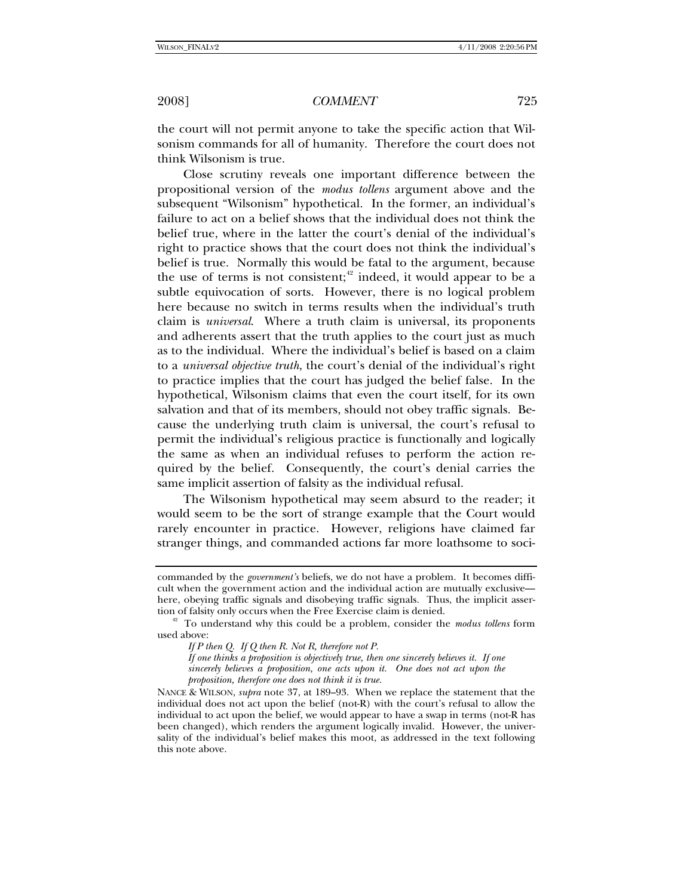the court will not permit anyone to take the specific action that Wilsonism commands for all of humanity. Therefore the court does not think Wilsonism is true.

Close scrutiny reveals one important difference between the propositional version of the *modus tollens* argument above and the subsequent "Wilsonism" hypothetical. In the former, an individual's failure to act on a belief shows that the individual does not think the belief true, where in the latter the court's denial of the individual's right to practice shows that the court does not think the individual's belief is true. Normally this would be fatal to the argument, because the use of terms is not consistent;[42] indeed, it would appear to be a subtle equivocation of sorts. However, there is no logical problem here because no switch in terms results when the individual's truth claim is *universal*. Where a truth claim is universal, its proponents and adherents assert that the truth applies to the court just as much as to the individual. Where the individual's belief is based on a claim to a *universal objective truth*, the court's denial of the individual's right to practice implies that the court has judged the belief false. In the hypothetical, Wilsonism claims that even the court itself, for its own salvation and that of its members, should not obey traffic signals. Because the underlying truth claim is universal, the court's refusal to permit the individual's religious practice is functionally and logically the same as when an individual refuses to perform the action required by the belief. Consequently, the court's denial carries the same implicit assertion of falsity as the individual refusal.

The Wilsonism hypothetical may seem absurd to the reader; it would seem to be the sort of strange example that the Court would rarely encounter in practice. However, religions have claimed far stranger things, and commanded actions far more loathsome to soci-

---

commanded by the *government's* beliefs, we do not have a problem. It becomes difficult when the government action and the individual action are mutually exclusive—here, obeying traffic signals and disobeying traffic signals. Thus, the implicit assertion of falsity only occurs when the Free Exercise claim is denied.

[42] To understand why this could be a problem, consider the *modus tollens* form used above:

> *If P then Q. If Q then R. Not R, therefore not P.*
>
> *If one thinks a proposition is objectively true, then one sincerely believes it. If one sincerely believes a proposition, one acts upon it. One does not act upon the proposition, therefore one does not think it is true.*

NANCE & WILSON, *supra* note 37, at 189–93. When we replace the statement that the individual does not act upon the belief (not-R) with the court's refusal to allow the individual to act upon the belief, we would appear to have a swap in terms (not-R has been changed), which renders the argument logically invalid. However, the universality of the individual's belief makes this moot, as addressed in the text following this note above.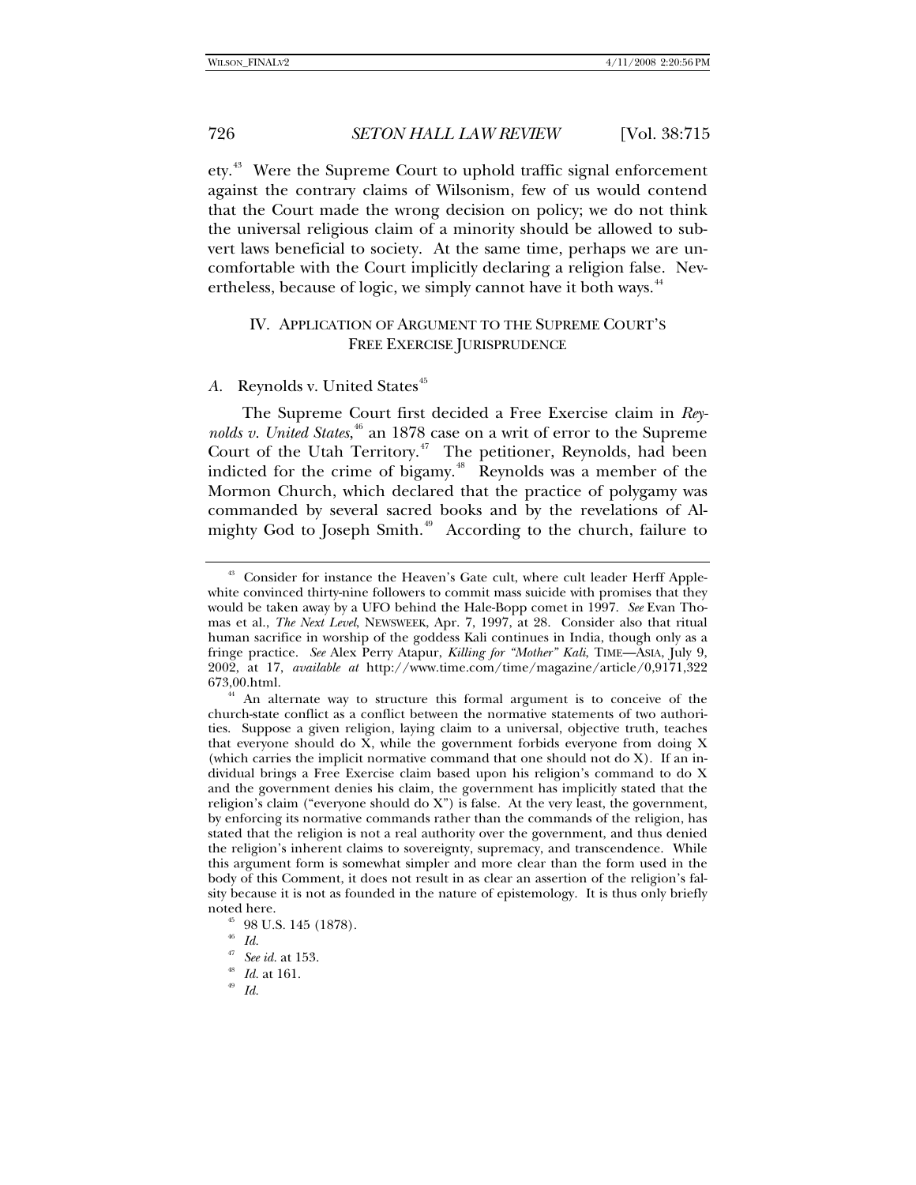ety.[43] Were the Supreme Court to uphold traffic signal enforcement against the contrary claims of Wilsonism, few of us would contend that the Court made the wrong decision on policy; we do not think the universal religious claim of a minority should be allowed to subvert laws beneficial to society. At the same time, perhaps we are uncomfortable with the Court implicitly declaring a religion false. Nevertheless, because of logic, we simply cannot have it both ways.[44]

## IV. APPLICATION OF ARGUMENT TO THE SUPREME COURT'S FREE EXERCISE JURISPRUDENCE

### *A.* Reynolds v. United States[45]

The Supreme Court first decided a Free Exercise claim in *Reynolds v. United States*,[46] an 1878 case on a writ of error to the Supreme Court of the Utah Territory.[47] The petitioner, Reynolds, had been indicted for the crime of bigamy.[48] Reynolds was a member of the Mormon Church, which declared that the practice of polygamy was commanded by several sacred books and by the revelations of Almighty God to Joseph Smith.[49] According to the church, failure to

---

[43] Consider for instance the Heaven's Gate cult, where cult leader Herff Applewhite convinced thirty-nine followers to commit mass suicide with promises that they would be taken away by a UFO behind the Hale-Bopp comet in 1997. *See* Evan Thomas et al., *The Next Level*, NEWSWEEK, Apr. 7, 1997, at 28. Consider also that ritual human sacrifice in worship of the goddess Kali continues in India, though only as a fringe practice. *See* Alex Perry Atapur, *Killing for "Mother" Kali*, TIME—ASIA, July 9, 2002, at 17, *available at* http://www.time.com/time/magazine/article/0,9171,322673,00.html.

[44] An alternate way to structure this formal argument is to conceive of the church-state conflict as a conflict between the normative statements of two authorities. Suppose a given religion, laying claim to a universal, objective truth, teaches that everyone should do X, while the government forbids everyone from doing X (which carries the implicit normative command that one should not do X). If an individual brings a Free Exercise claim based upon his religion's command to do X and the government denies his claim, the government has implicitly stated that the religion's claim ("everyone should do X") is false. At the very least, the government, by enforcing its normative commands rather than the commands of the religion, has stated that the religion is not a real authority over the government, and thus denied the religion's inherent claims to sovereignty, supremacy, and transcendence. While this argument form is somewhat simpler and more clear than the form used in the body of this Comment, it does not result in as clear an assertion of the religion's falsity because it is not as founded in the nature of epistemology. It is thus only briefly noted here.

[45] 98 U.S. 145 (1878).

[46] *Id.*

[47] *See id.* at 153.

[48] *Id.* at 161.

[49] *Id.*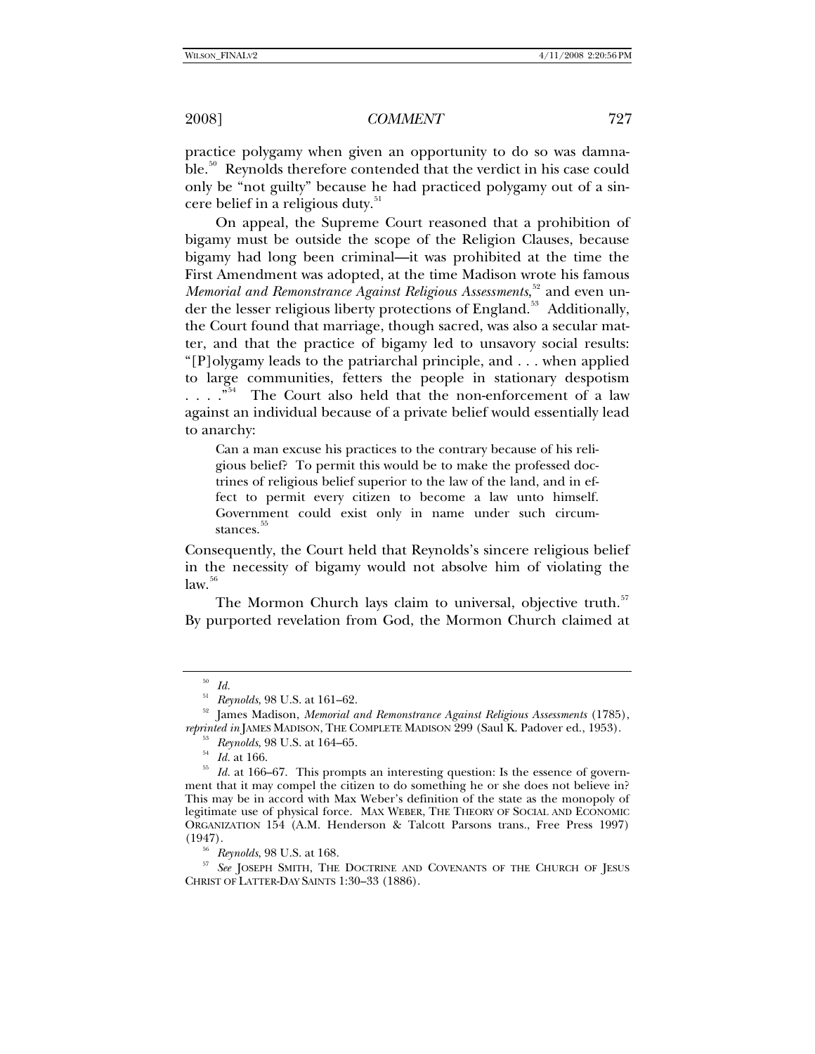practice polygamy when given an opportunity to do so was damnable.[50] Reynolds therefore contended that the verdict in his case could only be "not guilty" because he had practiced polygamy out of a sincere belief in a religious duty.[51]

On appeal, the Supreme Court reasoned that a prohibition of bigamy must be outside the scope of the Religion Clauses, because bigamy had long been criminal—it was prohibited at the time the First Amendment was adopted, at the time Madison wrote his famous *Memorial and Remonstrance Against Religious Assessments*,[52] and even under the lesser religious liberty protections of England.[53] Additionally, the Court found that marriage, though sacred, was also a secular matter, and that the practice of bigamy led to unsavory social results: "[P]olygamy leads to the patriarchal principle, and . . . when applied to large communities, fetters the people in stationary despotism . . . ."[54] The Court also held that the non-enforcement of a law against an individual because of a private belief would essentially lead to anarchy:

> Can a man excuse his practices to the contrary because of his religious belief? To permit this would be to make the professed doctrines of religious belief superior to the law of the land, and in effect to permit every citizen to become a law unto himself. Government could exist only in name under such circumstances.[55]

Consequently, the Court held that Reynolds's sincere religious belief in the necessity of bigamy would not absolve him of violating the law.[56]

The Mormon Church lays claim to universal, objective truth.[57] By purported revelation from God, the Mormon Church claimed at

---

[50] *Id.*

[51] *Reynolds*, 98 U.S. at 161–62.

[52] James Madison, *Memorial and Remonstrance Against Religious Assessments* (1785), *reprinted in* JAMES MADISON, THE COMPLETE MADISON 299 (Saul K. Padover ed., 1953).

[53] *Reynolds*, 98 U.S. at 164–65.

[54] *Id.* at 166.

[55] *Id.* at 166–67. This prompts an interesting question: Is the essence of government that it may compel the citizen to do something he or she does not believe in? This may be in accord with Max Weber's definition of the state as the monopoly of legitimate use of physical force. MAX WEBER, THE THEORY OF SOCIAL AND ECONOMIC ORGANIZATION 154 (A.M. Henderson & Talcott Parsons trans., Free Press 1997) (1947).

[56] *Reynolds*, 98 U.S. at 168.

[57] *See* JOSEPH SMITH, THE DOCTRINE AND COVENANTS OF THE CHURCH OF JESUS CHRIST OF LATTER-DAY SAINTS 1:30–33 (1886).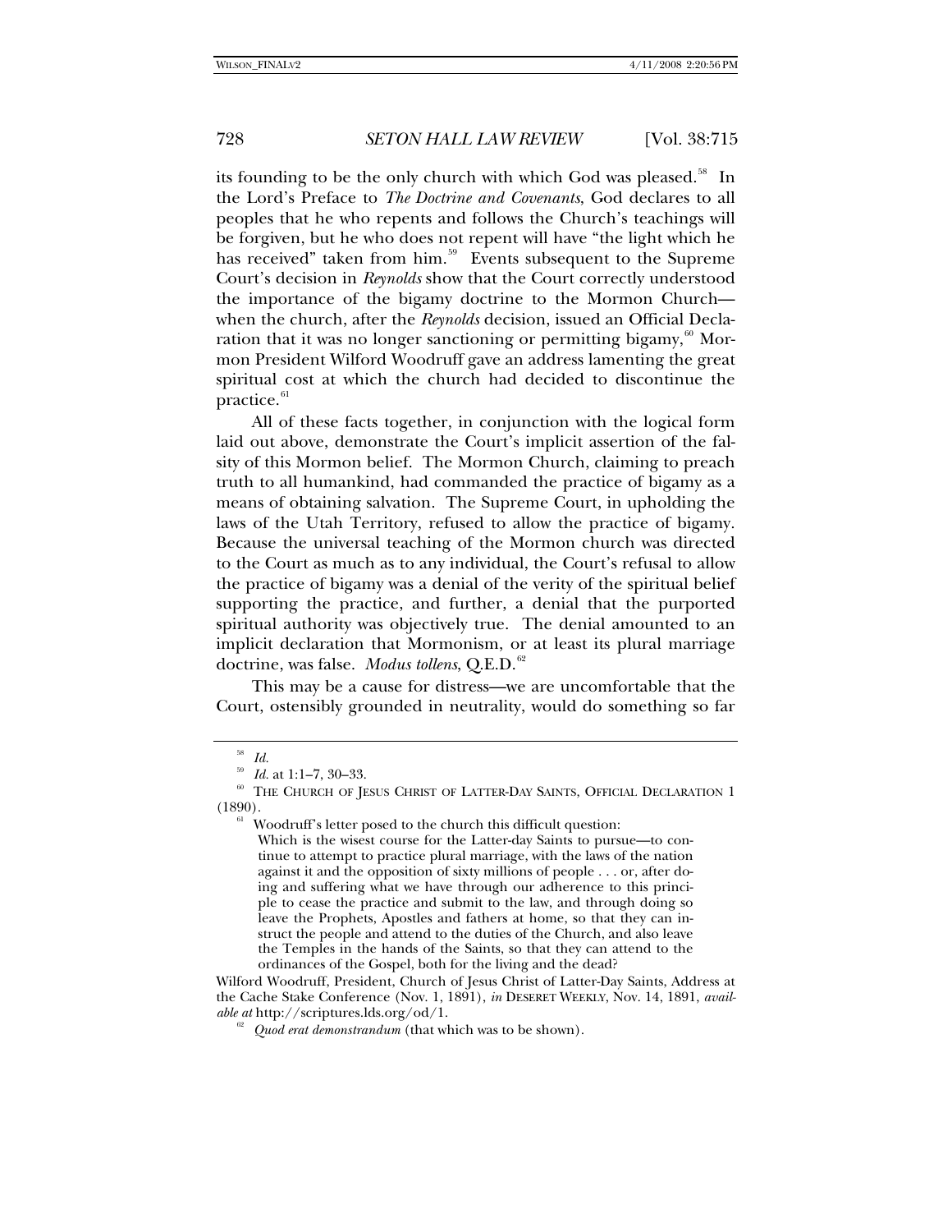its founding to be the only church with which God was pleased.[58] In the Lord's Preface to *The Doctrine and Covenants*, God declares to all peoples that he who repents and follows the Church's teachings will be forgiven, but he who does not repent will have "the light which he has received" taken from him.[59] Events subsequent to the Supreme Court's decision in *Reynolds* show that the Court correctly understood the importance of the bigamy doctrine to the Mormon Church—when the church, after the *Reynolds* decision, issued an Official Declaration that it was no longer sanctioning or permitting bigamy,[60] Mormon President Wilford Woodruff gave an address lamenting the great spiritual cost at which the church had decided to discontinue the practice.[61]

All of these facts together, in conjunction with the logical form laid out above, demonstrate the Court's implicit assertion of the falsity of this Mormon belief. The Mormon Church, claiming to preach truth to all humankind, had commanded the practice of bigamy as a means of obtaining salvation. The Supreme Court, in upholding the laws of the Utah Territory, refused to allow the practice of bigamy. Because the universal teaching of the Mormon church was directed to the Court as much as to any individual, the Court's refusal to allow the practice of bigamy was a denial of the verity of the spiritual belief supporting the practice, and further, a denial that the purported spiritual authority was objectively true. The denial amounted to an implicit declaration that Mormonism, or at least its plural marriage doctrine, was false. *Modus tollens*, Q.E.D.[62]

This may be a cause for distress—we are uncomfortable that the Court, ostensibly grounded in neutrality, would do something so far

---

[58] *Id.*

[59] *Id.* at 1:1–7, 30–33.

[60] THE CHURCH OF JESUS CHRIST OF LATTER-DAY SAINTS, OFFICIAL DECLARATION 1 (1890).

[61] Woodruff's letter posed to the church this difficult question:

> Which is the wisest course for the Latter-day Saints to pursue—to continue to attempt to practice plural marriage, with the laws of the nation against it and the opposition of sixty millions of people . . . or, after doing and suffering what we have through our adherence to this principle to cease the practice and submit to the law, and through doing so leave the Prophets, Apostles and fathers at home, so that they can instruct the people and attend to the duties of the Church, and also leave the Temples in the hands of the Saints, so that they can attend to the ordinances of the Gospel, both for the living and the dead?

Wilford Woodruff, President, Church of Jesus Christ of Latter-Day Saints, Address at the Cache Stake Conference (Nov. 1, 1891), *in* DESERET WEEKLY, Nov. 14, 1891, *available at* http://scriptures.lds.org/od/1.

[62] *Quod erat demonstrandum* (that which was to be shown).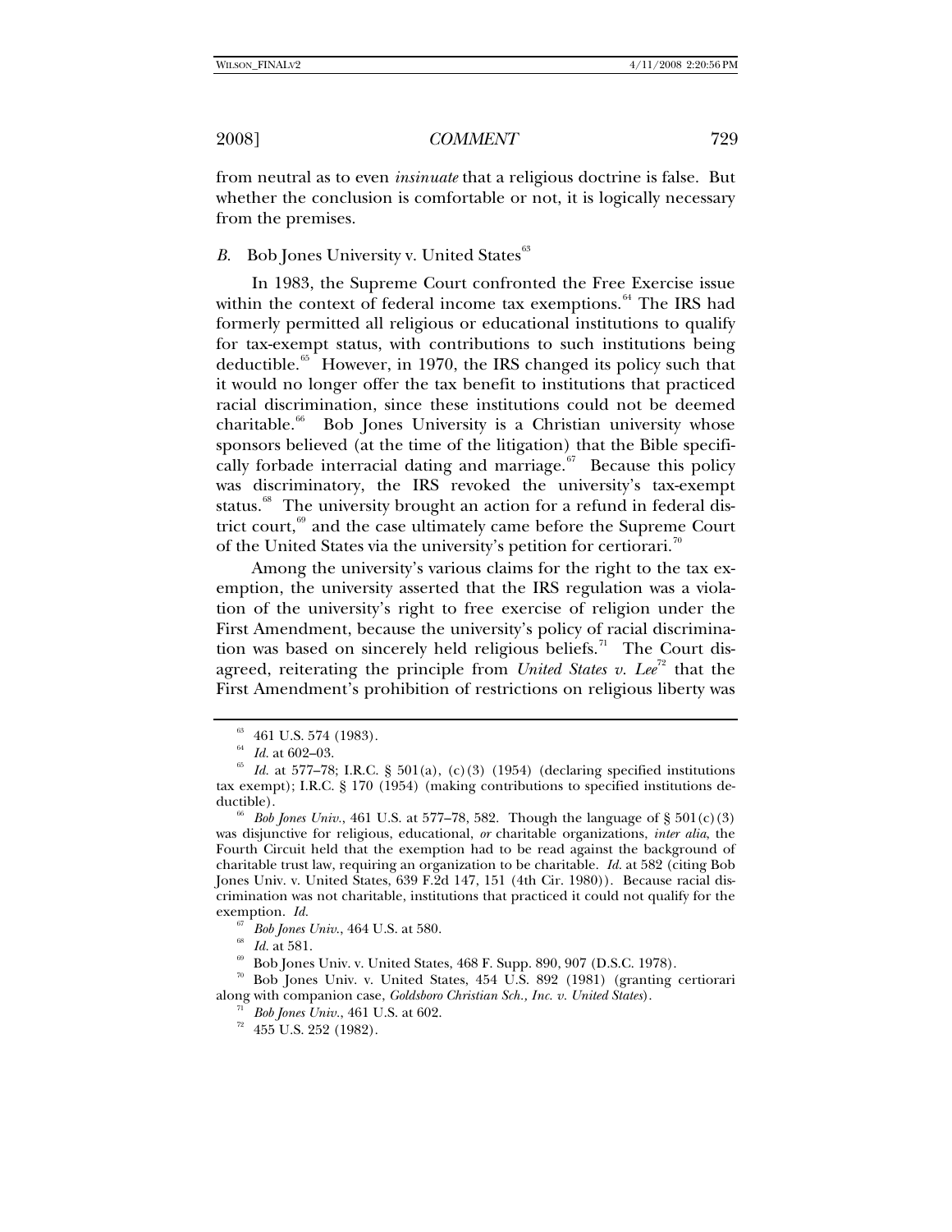from neutral as to even *insinuate* that a religious doctrine is false. But whether the conclusion is comfortable or not, it is logically necessary from the premises.

### *B.* Bob Jones University v. United States[63]

In 1983, the Supreme Court confronted the Free Exercise issue within the context of federal income tax exemptions.[64] The IRS had formerly permitted all religious or educational institutions to qualify for tax-exempt status, with contributions to such institutions being deductible.[65] However, in 1970, the IRS changed its policy such that it would no longer offer the tax benefit to institutions that practiced racial discrimination, since these institutions could not be deemed charitable.[66] Bob Jones University is a Christian university whose sponsors believed (at the time of the litigation) that the Bible specifically forbade interracial dating and marriage.[67] Because this policy was discriminatory, the IRS revoked the university's tax-exempt status.[68] The university brought an action for a refund in federal district court,[69] and the case ultimately came before the Supreme Court of the United States via the university's petition for certiorari.[70]

Among the university's various claims for the right to the tax exemption, the university asserted that the IRS regulation was a violation of the university's right to free exercise of religion under the First Amendment, because the university's policy of racial discrimination was based on sincerely held religious beliefs.[71] The Court disagreed, reiterating the principle from *United States v. Lee*[72] that the First Amendment's prohibition of restrictions on religious liberty was

---

[63] 461 U.S. 574 (1983).

[64] *Id.* at 602–03.

[65] *Id.* at 577–78; I.R.C. § 501(a), (c)(3) (1954) (declaring specified institutions tax exempt); I.R.C. § 170 (1954) (making contributions to specified institutions deductible).

[66] *Bob Jones Univ.*, 461 U.S. at 577–78, 582. Though the language of § 501(c)(3) was disjunctive for religious, educational, *or* charitable organizations, *inter alia*, the Fourth Circuit held that the exemption had to be read against the background of charitable trust law, requiring an organization to be charitable. *Id.* at 582 (citing Bob Jones Univ. v. United States, 639 F.2d 147, 151 (4th Cir. 1980)). Because racial discrimination was not charitable, institutions that practiced it could not qualify for the exemption. *Id.*

[67] *Bob Jones Univ.*, 464 U.S. at 580.

[68] *Id.* at 581.

[69] Bob Jones Univ. v. United States, 468 F. Supp. 890, 907 (D.S.C. 1978).

[70] Bob Jones Univ. v. United States, 454 U.S. 892 (1981) (granting certiorari along with companion case, *Goldsboro Christian Sch., Inc. v. United States*).

[71] *Bob Jones Univ.*, 461 U.S. at 602.

[72] 455 U.S. 252 (1982).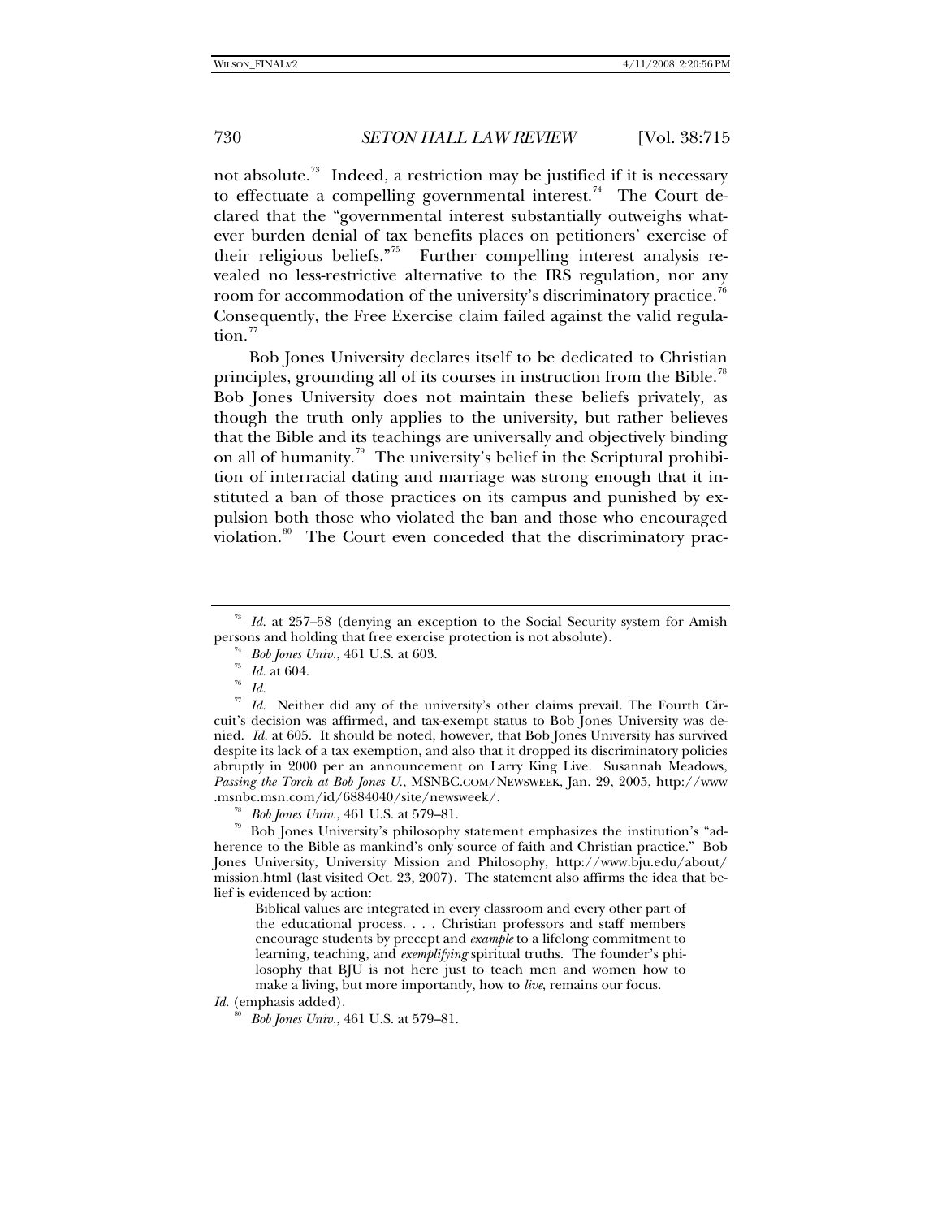not absolute.[73] Indeed, a restriction may be justified if it is necessary to effectuate a compelling governmental interest.[74] The Court declared that the "governmental interest substantially outweighs whatever burden denial of tax benefits places on petitioners' exercise of their religious beliefs."[75] Further compelling interest analysis revealed no less-restrictive alternative to the IRS regulation, nor any room for accommodation of the university's discriminatory practice.[76] Consequently, the Free Exercise claim failed against the valid regulation.[77]

Bob Jones University declares itself to be dedicated to Christian principles, grounding all of its courses in instruction from the Bible.[78] Bob Jones University does not maintain these beliefs privately, as though the truth only applies to the university, but rather believes that the Bible and its teachings are universally and objectively binding on all of humanity.[79] The university's belief in the Scriptural prohibition of interracial dating and marriage was strong enough that it instituted a ban of those practices on its campus and punished by expulsion both those who violated the ban and those who encouraged violation.[80] The Court even conceded that the discriminatory prac-

---

[73] *Id.* at 257–58 (denying an exception to the Social Security system for Amish persons and holding that free exercise protection is not absolute).

[74] *Bob Jones Univ.*, 461 U.S. at 603.

[75] *Id.* at 604.

[76] *Id.*

[77] *Id.* Neither did any of the university's other claims prevail. The Fourth Circuit's decision was affirmed, and tax-exempt status to Bob Jones University was denied. *Id.* at 605. It should be noted, however, that Bob Jones University has survived despite its lack of a tax exemption, and also that it dropped its discriminatory policies abruptly in 2000 per an announcement on Larry King Live. Susannah Meadows, *Passing the Torch at Bob Jones U.*, MSNBC.COM/NEWSWEEK, Jan. 29, 2005, http://www.msnbc.msn.com/id/6884040/site/newsweek/.

[78] *Bob Jones Univ.*, 461 U.S. at 579–81.

[79] Bob Jones University's philosophy statement emphasizes the institution's "adherence to the Bible as mankind's only source of faith and Christian practice." Bob Jones University, University Mission and Philosophy, http://www.bju.edu/about/mission.html (last visited Oct. 23, 2007). The statement also affirms the idea that belief is evidenced by action:

> Biblical values are integrated in every classroom and every other part of the educational process. . . . Christian professors and staff members encourage students by precept and *example* to a lifelong commitment to learning, teaching, and *exemplifying* spiritual truths. The founder's philosophy that BJU is not here just to teach men and women how to make a living, but more importantly, how to *live*, remains our focus.

*Id.* (emphasis added).

[80] *Bob Jones Univ.*, 461 U.S. at 579–81.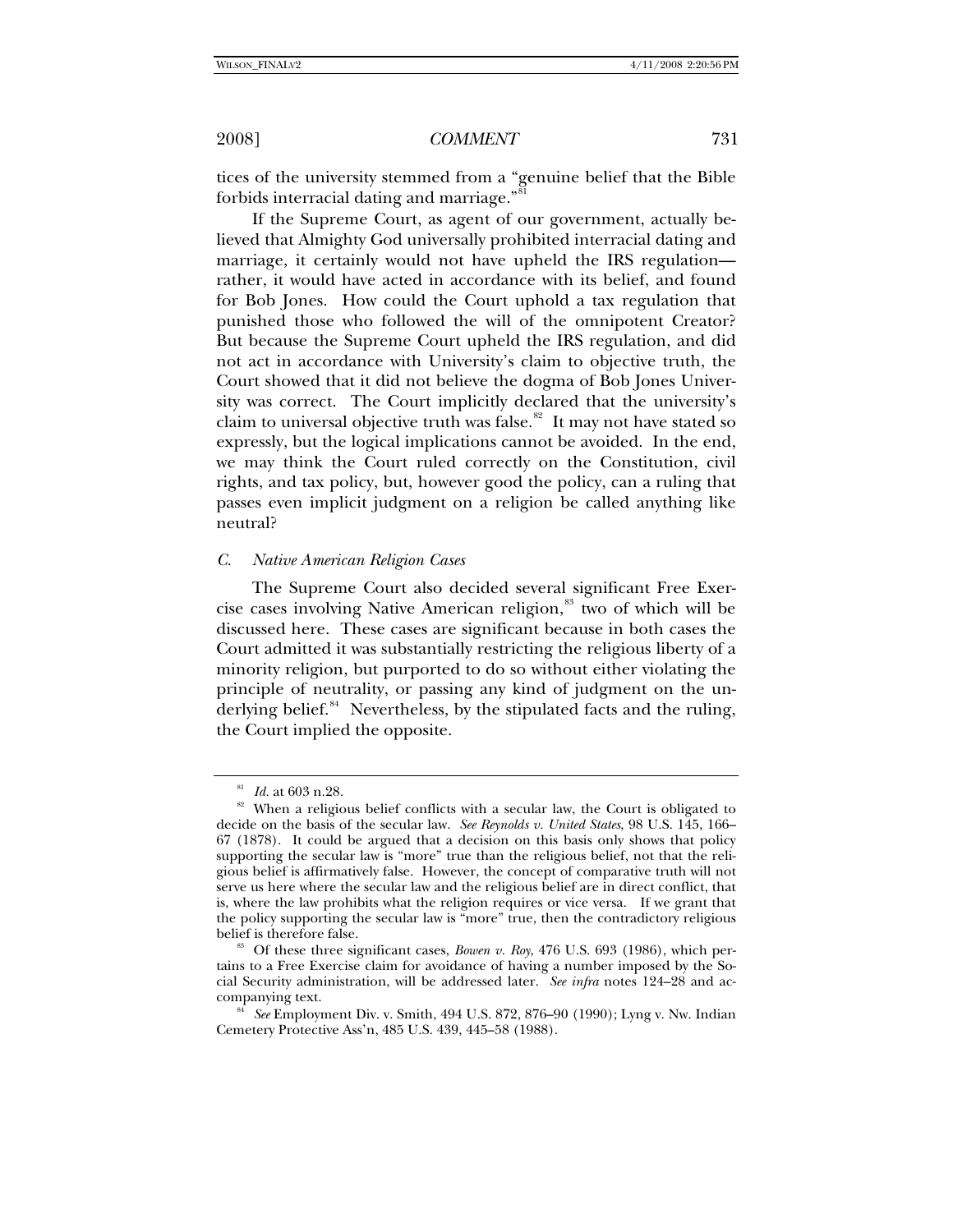tices of the university stemmed from a "genuine belief that the Bible forbids interracial dating and marriage."[81]

If the Supreme Court, as agent of our government, actually believed that Almighty God universally prohibited interracial dating and marriage, it certainly would not have upheld the IRS regulation—rather, it would have acted in accordance with its belief, and found for Bob Jones. How could the Court uphold a tax regulation that punished those who followed the will of the omnipotent Creator? But because the Supreme Court upheld the IRS regulation, and did not act in accordance with University's claim to objective truth, the Court showed that it did not believe the dogma of Bob Jones University was correct. The Court implicitly declared that the university's claim to universal objective truth was false.[82] It may not have stated so expressly, but the logical implications cannot be avoided. In the end, we may think the Court ruled correctly on the Constitution, civil rights, and tax policy, but, however good the policy, can a ruling that passes even implicit judgment on a religion be called anything like neutral?

### *C. Native American Religion Cases*

The Supreme Court also decided several significant Free Exercise cases involving Native American religion,[83] two of which will be discussed here. These cases are significant because in both cases the Court admitted it was substantially restricting the religious liberty of a minority religion, but purported to do so without either violating the principle of neutrality, or passing any kind of judgment on the underlying belief.[84] Nevertheless, by the stipulated facts and the ruling, the Court implied the opposite.

---

[81] *Id.* at 603 n.28.

[82] When a religious belief conflicts with a secular law, the Court is obligated to decide on the basis of the secular law. *See Reynolds v. United States*, 98 U.S. 145, 166–67 (1878). It could be argued that a decision on this basis only shows that policy supporting the secular law is "more" true than the religious belief, not that the religious belief is affirmatively false. However, the concept of comparative truth will not serve us here where the secular law and the religious belief are in direct conflict, that is, where the law prohibits what the religion requires or vice versa. If we grant that the policy supporting the secular law is "more" true, then the contradictory religious belief is therefore false.

[83] Of these three significant cases, *Bowen v. Roy*, 476 U.S. 693 (1986), which pertains to a Free Exercise claim for avoidance of having a number imposed by the Social Security administration, will be addressed later. *See infra* notes 124–28 and accompanying text.

[84] *See* Employment Div. v. Smith, 494 U.S. 872, 876–90 (1990); Lyng v. Nw. Indian Cemetery Protective Ass'n, 485 U.S. 439, 445–58 (1988).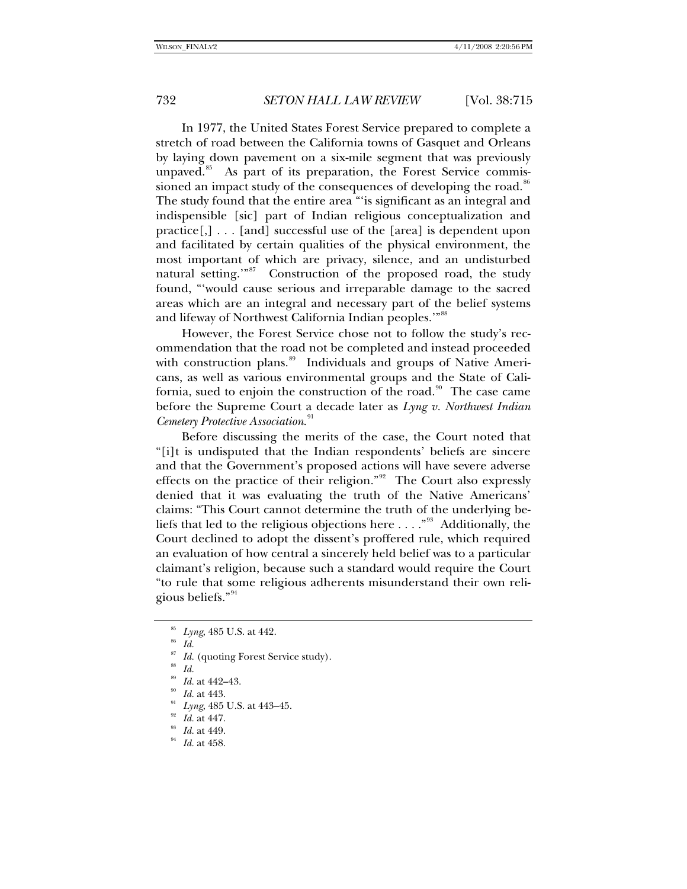In 1977, the United States Forest Service prepared to complete a stretch of road between the California towns of Gasquet and Orleans by laying down pavement on a six-mile segment that was previously unpaved.[85] As part of its preparation, the Forest Service commissioned an impact study of the consequences of developing the road.[86] The study found that the entire area "'is significant as an integral and indispensible [sic] part of Indian religious conceptualization and practice[,] . . . [and] successful use of the [area] is dependent upon and facilitated by certain qualities of the physical environment, the most important of which are privacy, silence, and an undisturbed natural setting.'"[87] Construction of the proposed road, the study found, "'would cause serious and irreparable damage to the sacred areas which are an integral and necessary part of the belief systems and lifeway of Northwest California Indian peoples.'"[88]

However, the Forest Service chose not to follow the study's recommendation that the road not be completed and instead proceeded with construction plans.[89] Individuals and groups of Native Americans, as well as various environmental groups and the State of California, sued to enjoin the construction of the road.[90] The case came before the Supreme Court a decade later as *Lyng v. Northwest Indian Cemetery Protective Association*.[91]

Before discussing the merits of the case, the Court noted that "[i]t is undisputed that the Indian respondents' beliefs are sincere and that the Government's proposed actions will have severe adverse effects on the practice of their religion."[92] The Court also expressly denied that it was evaluating the truth of the Native Americans' claims: "This Court cannot determine the truth of the underlying beliefs that led to the religious objections here . . . ."[93] Additionally, the Court declined to adopt the dissent's proffered rule, which required an evaluation of how central a sincerely held belief was to a particular claimant's religion, because such a standard would require the Court "to rule that some religious adherents misunderstand their own religious beliefs."[94]

---

[85] *Lyng*, 485 U.S. at 442.

[86] *Id.*

[87] *Id.* (quoting Forest Service study).

[88] *Id.*

[89] *Id.* at 442–43.

[90] *Id.* at 443.

[91] *Lyng*, 485 U.S. at 443–45.

[92] *Id.* at 447.

[93] *Id.* at 449.

[94] *Id.* at 458.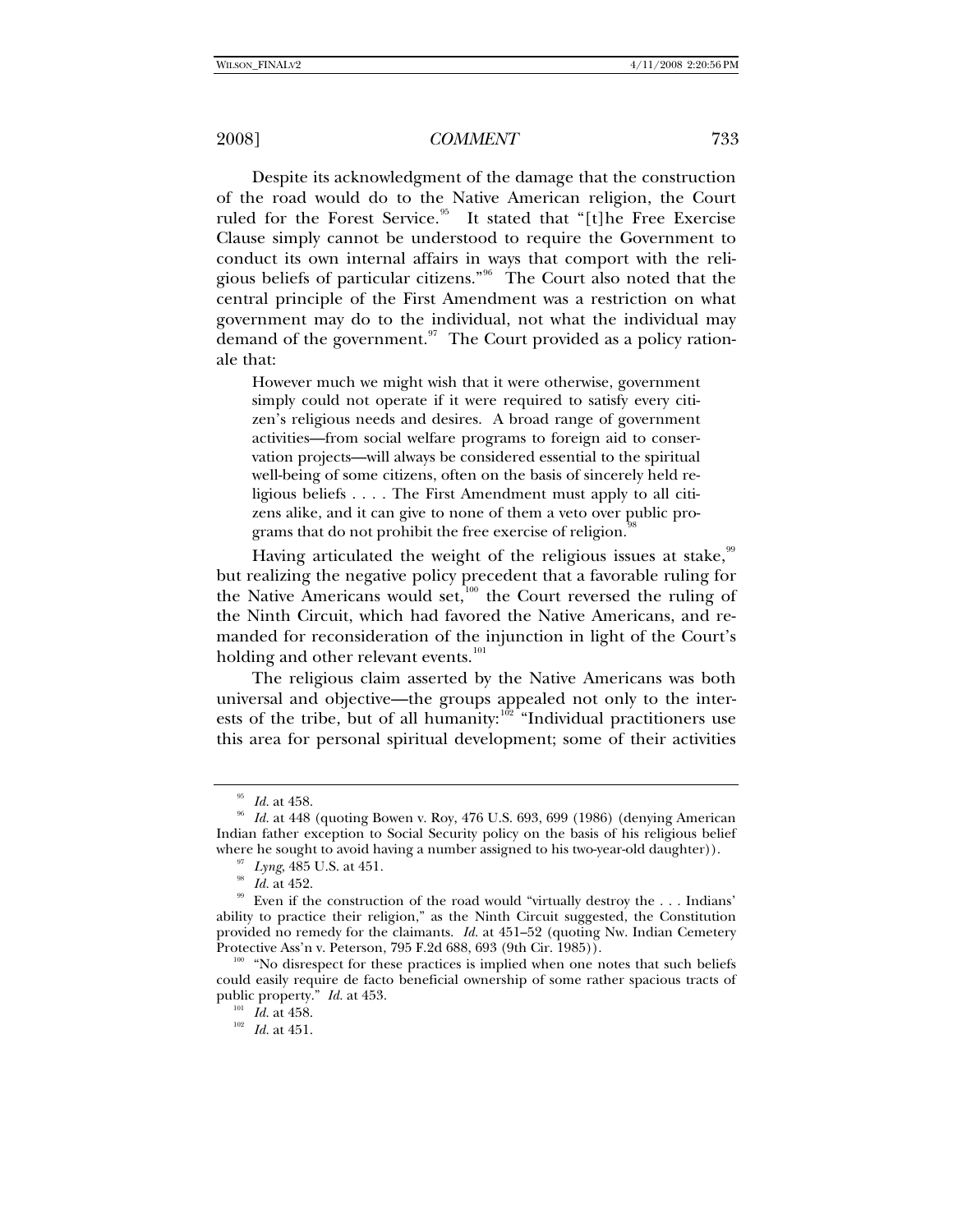Despite its acknowledgment of the damage that the construction of the road would do to the Native American religion, the Court ruled for the Forest Service.[95] It stated that "[t]he Free Exercise Clause simply cannot be understood to require the Government to conduct its own internal affairs in ways that comport with the religious beliefs of particular citizens."[96] The Court also noted that the central principle of the First Amendment was a restriction on what government may do to the individual, not what the individual may demand of the government.[97] The Court provided as a policy rationale that:

> However much we might wish that it were otherwise, government simply could not operate if it were required to satisfy every citizen's religious needs and desires. A broad range of government activities—from social welfare programs to foreign aid to conservation projects—will always be considered essential to the spiritual well-being of some citizens, often on the basis of sincerely held religious beliefs . . . . The First Amendment must apply to all citizens alike, and it can give to none of them a veto over public programs that do not prohibit the free exercise of religion.[98]

Having articulated the weight of the religious issues at stake,[99] but realizing the negative policy precedent that a favorable ruling for the Native Americans would set,[100] the Court reversed the ruling of the Ninth Circuit, which had favored the Native Americans, and remanded for reconsideration of the injunction in light of the Court's holding and other relevant events.[101]

The religious claim asserted by the Native Americans was both universal and objective—the groups appealed not only to the interests of the tribe, but of all humanity:[102] "Individual practitioners use this area for personal spiritual development; some of their activities

---

[95] *Id.* at 458.

[96] *Id.* at 448 (quoting Bowen v. Roy, 476 U.S. 693, 699 (1986) (denying American Indian father exception to Social Security policy on the basis of his religious belief where he sought to avoid having a number assigned to his two-year-old daughter)).

[97] *Lyng*, 485 U.S. at 451.

[98] *Id.* at 452.

[99] Even if the construction of the road would "virtually destroy the . . . Indians' ability to practice their religion," as the Ninth Circuit suggested, the Constitution provided no remedy for the claimants. *Id.* at 451–52 (quoting Nw. Indian Cemetery Protective Ass'n v. Peterson, 795 F.2d 688, 693 (9th Cir. 1985)).

[100] "No disrespect for these practices is implied when one notes that such beliefs could easily require de facto beneficial ownership of some rather spacious tracts of public property." *Id.* at 453.

[101] *Id.* at 458.

[102] *Id.* at 451.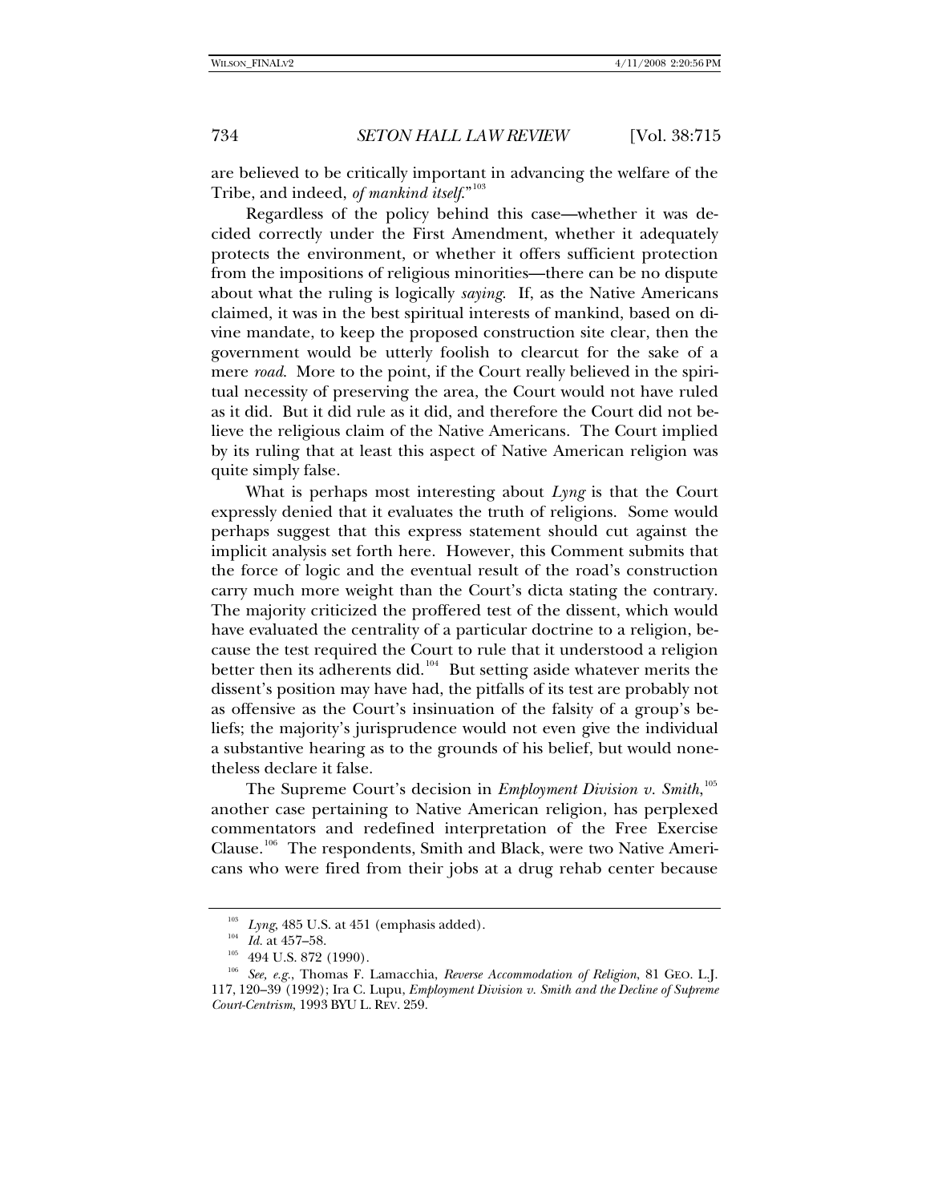are believed to be critically important in advancing the welfare of the Tribe, and indeed, *of mankind itself*."[103]

Regardless of the policy behind this case—whether it was decided correctly under the First Amendment, whether it adequately protects the environment, or whether it offers sufficient protection from the impositions of religious minorities—there can be no dispute about what the ruling is logically *saying*. If, as the Native Americans claimed, it was in the best spiritual interests of mankind, based on divine mandate, to keep the proposed construction site clear, then the government would be utterly foolish to clearcut for the sake of a mere *road*. More to the point, if the Court really believed in the spiritual necessity of preserving the area, the Court would not have ruled as it did. But it did rule as it did, and therefore the Court did not believe the religious claim of the Native Americans. The Court implied by its ruling that at least this aspect of Native American religion was quite simply false.

What is perhaps most interesting about *Lyng* is that the Court expressly denied that it evaluates the truth of religions. Some would perhaps suggest that this express statement should cut against the implicit analysis set forth here. However, this Comment submits that the force of logic and the eventual result of the road's construction carry much more weight than the Court's dicta stating the contrary. The majority criticized the proffered test of the dissent, which would have evaluated the centrality of a particular doctrine to a religion, because the test required the Court to rule that it understood a religion better then its adherents did.[104] But setting aside whatever merits the dissent's position may have had, the pitfalls of its test are probably not as offensive as the Court's insinuation of the falsity of a group's beliefs; the majority's jurisprudence would not even give the individual a substantive hearing as to the grounds of his belief, but would nonetheless declare it false.

The Supreme Court's decision in *Employment Division v. Smith*,[105] another case pertaining to Native American religion, has perplexed commentators and redefined interpretation of the Free Exercise Clause.[106] The respondents, Smith and Black, were two Native Americans who were fired from their jobs at a drug rehab center because

---

[103] *Lyng*, 485 U.S. at 451 (emphasis added).

[104] *Id.* at 457–58.

[105] 494 U.S. 872 (1990).

[106] *See, e.g.*, Thomas F. Lamacchia, *Reverse Accommodation of Religion*, 81 GEO. L.J. 117, 120–39 (1992); Ira C. Lupu, *Employment Division v. Smith and the Decline of Supreme Court-Centrism*, 1993 BYU L. REV. 259.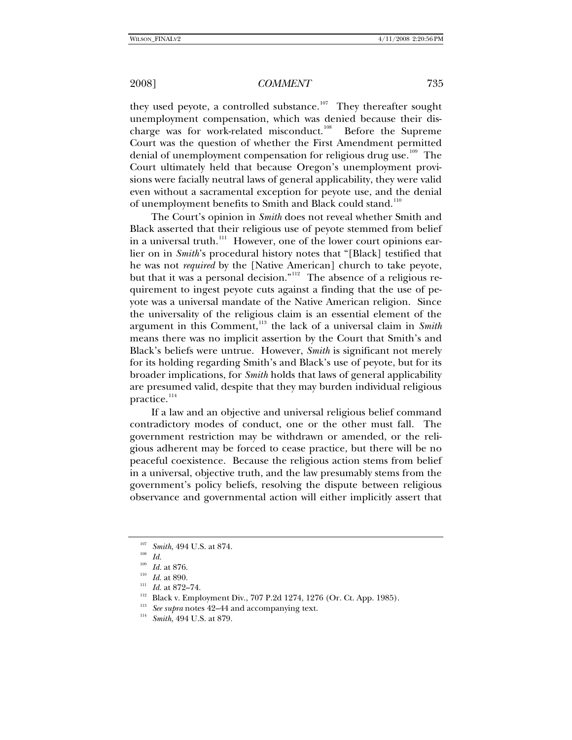they used peyote, a controlled substance.[107] They thereafter sought unemployment compensation, which was denied because their discharge was for work-related misconduct.[108] Before the Supreme Court was the question of whether the First Amendment permitted denial of unemployment compensation for religious drug use.[109] The Court ultimately held that because Oregon's unemployment provisions were facially neutral laws of general applicability, they were valid even without a sacramental exception for peyote use, and the denial of unemployment benefits to Smith and Black could stand.[110]

The Court's opinion in *Smith* does not reveal whether Smith and Black asserted that their religious use of peyote stemmed from belief in a universal truth.[111] However, one of the lower court opinions earlier on in *Smith*'s procedural history notes that "[Black] testified that he was not *required* by the [Native American] church to take peyote, but that it was a personal decision."[112] The absence of a religious requirement to ingest peyote cuts against a finding that the use of peyote was a universal mandate of the Native American religion. Since the universality of the religious claim is an essential element of the argument in this Comment,[113] the lack of a universal claim in *Smith* means there was no implicit assertion by the Court that Smith's and Black's beliefs were untrue. However, *Smith* is significant not merely for its holding regarding Smith's and Black's use of peyote, but for its broader implications, for *Smith* holds that laws of general applicability are presumed valid, despite that they may burden individual religious practice.[114]

If a law and an objective and universal religious belief command contradictory modes of conduct, one or the other must fall. The government restriction may be withdrawn or amended, or the religious adherent may be forced to cease practice, but there will be no peaceful coexistence. Because the religious action stems from belief in a universal, objective truth, and the law presumably stems from the government's policy beliefs, resolving the dispute between religious observance and governmental action will either implicitly assert that

---

[107] *Smith*, 494 U.S. at 874.

[108] *Id.*

[109] *Id.* at 876.

[110] *Id.* at 890.

[111] *Id.* at 872–74.

[112] Black v. Employment Div., 707 P.2d 1274, 1276 (Or. Ct. App. 1985).

[113] *See supra* notes 42–44 and accompanying text.

[114] *Smith*, 494 U.S. at 879.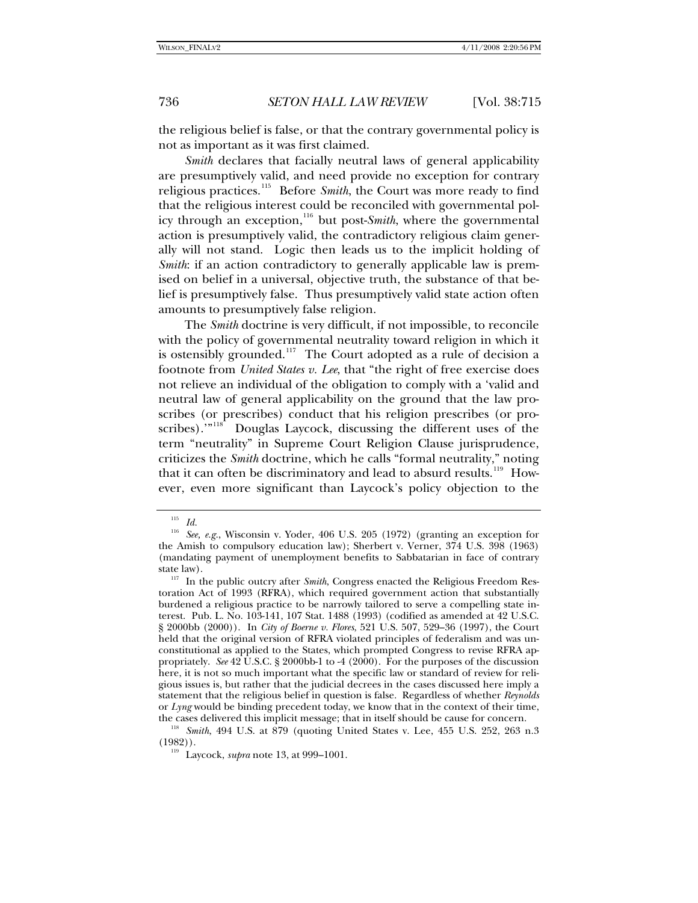the religious belief is false, or that the contrary governmental policy is not as important as it was first claimed.

*Smith* declares that facially neutral laws of general applicability are presumptively valid, and need provide no exception for contrary religious practices.[115] Before *Smith*, the Court was more ready to find that the religious interest could be reconciled with governmental policy through an exception,[116] but post-*Smith*, where the governmental action is presumptively valid, the contradictory religious claim generally will not stand. Logic then leads us to the implicit holding of *Smith*: if an action contradictory to generally applicable law is premised on belief in a universal, objective truth, the substance of that belief is presumptively false. Thus presumptively valid state action often amounts to presumptively false religion.

The *Smith* doctrine is very difficult, if not impossible, to reconcile with the policy of governmental neutrality toward religion in which it is ostensibly grounded.[117] The Court adopted as a rule of decision a footnote from *United States v. Lee*, that "the right of free exercise does not relieve an individual of the obligation to comply with a 'valid and neutral law of general applicability on the ground that the law proscribes (or prescribes) conduct that his religion prescribes (or proscribes).'"[118] Douglas Laycock, discussing the different uses of the term "neutrality" in Supreme Court Religion Clause jurisprudence, criticizes the *Smith* doctrine, which he calls "formal neutrality," noting that it can often be discriminatory and lead to absurd results.[119] However, even more significant than Laycock's policy objection to the

---

[115] *Id.*

[116] *See, e.g.*, Wisconsin v. Yoder, 406 U.S. 205 (1972) (granting an exception for the Amish to compulsory education law); Sherbert v. Verner, 374 U.S. 398 (1963) (mandating payment of unemployment benefits to Sabbatarian in face of contrary state law).

[117] In the public outcry after *Smith*, Congress enacted the Religious Freedom Restoration Act of 1993 (RFRA), which required government action that substantially burdened a religious practice to be narrowly tailored to serve a compelling state interest. Pub. L. No. 103-141, 107 Stat. 1488 (1993) (codified as amended at 42 U.S.C. § 2000bb (2000)). In *City of Boerne v. Flores*, 521 U.S. 507, 529–36 (1997), the Court held that the original version of RFRA violated principles of federalism and was unconstitutional as applied to the States, which prompted Congress to revise RFRA appropriately. *See* 42 U.S.C. § 2000bb-1 to -4 (2000). For the purposes of the discussion here, it is not so much important what the specific law or standard of review for religious issues is, but rather that the judicial decrees in the cases discussed here imply a statement that the religious belief in question is false. Regardless of whether *Reynolds* or *Lyng* would be binding precedent today, we know that in the context of their time, the cases delivered this implicit message; that in itself should be cause for concern.

[118] *Smith*, 494 U.S. at 879 (quoting United States v. Lee, 455 U.S. 252, 263 n.3 (1982)).

[119] Laycock, *supra* note 13, at 999–1001.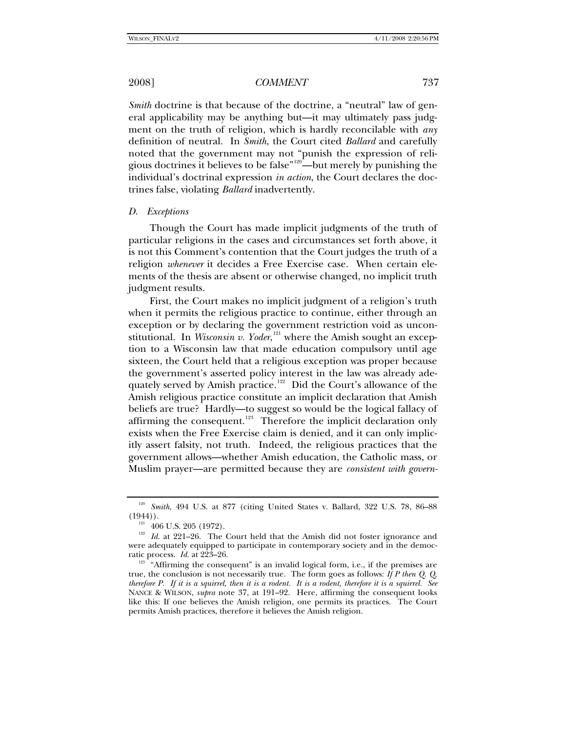*Smith* doctrine is that because of the doctrine, a "neutral" law of general applicability may be anything but—it may ultimately pass judgment on the truth of religion, which is hardly reconcilable with *any* definition of neutral. In *Smith*, the Court cited *Ballard* and carefully noted that the government may not "punish the expression of religious doctrines it believes to be false"[120]—but merely by punishing the individual's doctrinal expression *in action*, the Court declares the doctrines false, violating *Ballard* inadvertently.

### *D. Exceptions*

Though the Court has made implicit judgments of the truth of particular religions in the cases and circumstances set forth above, it is not this Comment's contention that the Court judges the truth of a religion *whenever* it decides a Free Exercise case. When certain elements of the thesis are absent or otherwise changed, no implicit truth judgment results.

First, the Court makes no implicit judgment of a religion's truth when it permits the religious practice to continue, either through an exception or by declaring the government restriction void as unconstitutional. In *Wisconsin v. Yoder*,[121] where the Amish sought an exception to a Wisconsin law that made education compulsory until age sixteen, the Court held that a religious exception was proper because the government's asserted policy interest in the law was already adequately served by Amish practice.[122] Did the Court's allowance of the Amish religious practice constitute an implicit declaration that Amish beliefs are true? Hardly—to suggest so would be the logical fallacy of affirming the consequent.[123] Therefore the implicit declaration only exists when the Free Exercise claim is denied, and it can only implicitly assert falsity, not truth. Indeed, the religious practices that the government allows—whether Amish education, the Catholic mass, or Muslim prayer—are permitted because they are *consistent with govern-*

---

[120] *Smith*, 494 U.S. at 877 (citing United States v. Ballard, 322 U.S. 78, 86–88 (1944)).

[121] 406 U.S. 205 (1972).

[122] *Id.* at 221–26. The Court held that the Amish did not foster ignorance and were adequately equipped to participate in contemporary society and in the democratic process. *Id.* at 223–26.

[123] "Affirming the consequent" is an invalid logical form, i.e., if the premises are true, the conclusion is not necessarily true. The form goes as follows: *If P then Q. Q, therefore P. If it is a squirrel, then it is a rodent. It is a rodent, therefore it is a squirrel. See* NANCE & WILSON, *supra* note 37, at 191–92. Here, affirming the consequent looks like this: If one believes the Amish religion, one permits its practices. The Court permits Amish practices, therefore it believes the Amish religion.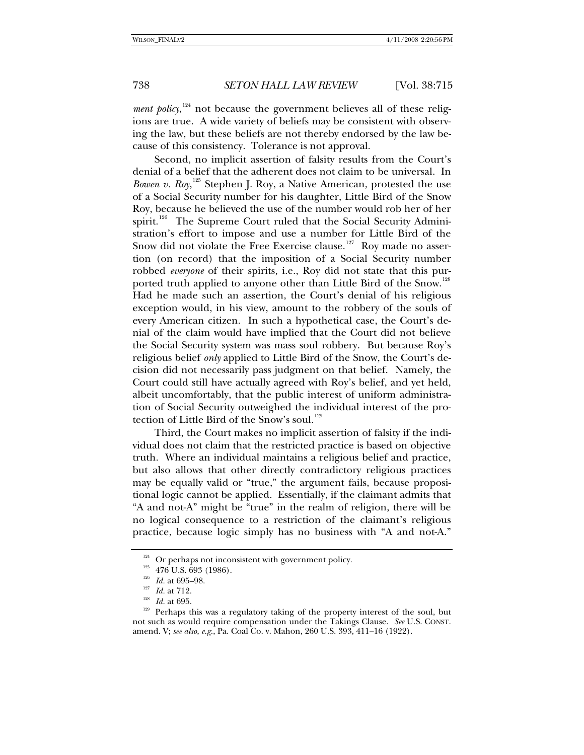*ment policy*,[124] not because the government believes all of these religions are true. A wide variety of beliefs may be consistent with observing the law, but these beliefs are not thereby endorsed by the law because of this consistency. Tolerance is not approval.

Second, no implicit assertion of falsity results from the Court's denial of a belief that the adherent does not claim to be universal. In *Bowen v. Roy*,[125] Stephen J. Roy, a Native American, protested the use of a Social Security number for his daughter, Little Bird of the Snow Roy, because he believed the use of the number would rob her of her spirit.[126] The Supreme Court ruled that the Social Security Administration's effort to impose and use a number for Little Bird of the Snow did not violate the Free Exercise clause.[127] Roy made no assertion (on record) that the imposition of a Social Security number robbed *everyone* of their spirits, i.e., Roy did not state that this purported truth applied to anyone other than Little Bird of the Snow.[128] Had he made such an assertion, the Court's denial of his religious exception would, in his view, amount to the robbery of the souls of every American citizen. In such a hypothetical case, the Court's denial of the claim would have implied that the Court did not believe the Social Security system was mass soul robbery. But because Roy's religious belief *only* applied to Little Bird of the Snow, the Court's decision did not necessarily pass judgment on that belief. Namely, the Court could still have actually agreed with Roy's belief, and yet held, albeit uncomfortably, that the public interest of uniform administration of Social Security outweighed the individual interest of the protection of Little Bird of the Snow's soul.[129]

Third, the Court makes no implicit assertion of falsity if the individual does not claim that the restricted practice is based on objective truth. Where an individual maintains a religious belief and practice, but also allows that other directly contradictory religious practices may be equally valid or "true," the argument fails, because propositional logic cannot be applied. Essentially, if the claimant admits that "A and not-A" might be "true" in the realm of religion, there will be no logical consequence to a restriction of the claimant's religious practice, because logic simply has no business with "A and not-A."

---

[124] Or perhaps not inconsistent with government policy.

[125] 476 U.S. 693 (1986).

[126] *Id.* at 695–98.

[127] *Id.* at 712.

[128] *Id.* at 695.

[129] Perhaps this was a regulatory taking of the property interest of the soul, but not such as would require compensation under the Takings Clause. *See* U.S. CONST. amend. V; *see also, e.g.*, Pa. Coal Co. v. Mahon, 260 U.S. 393, 411–16 (1922).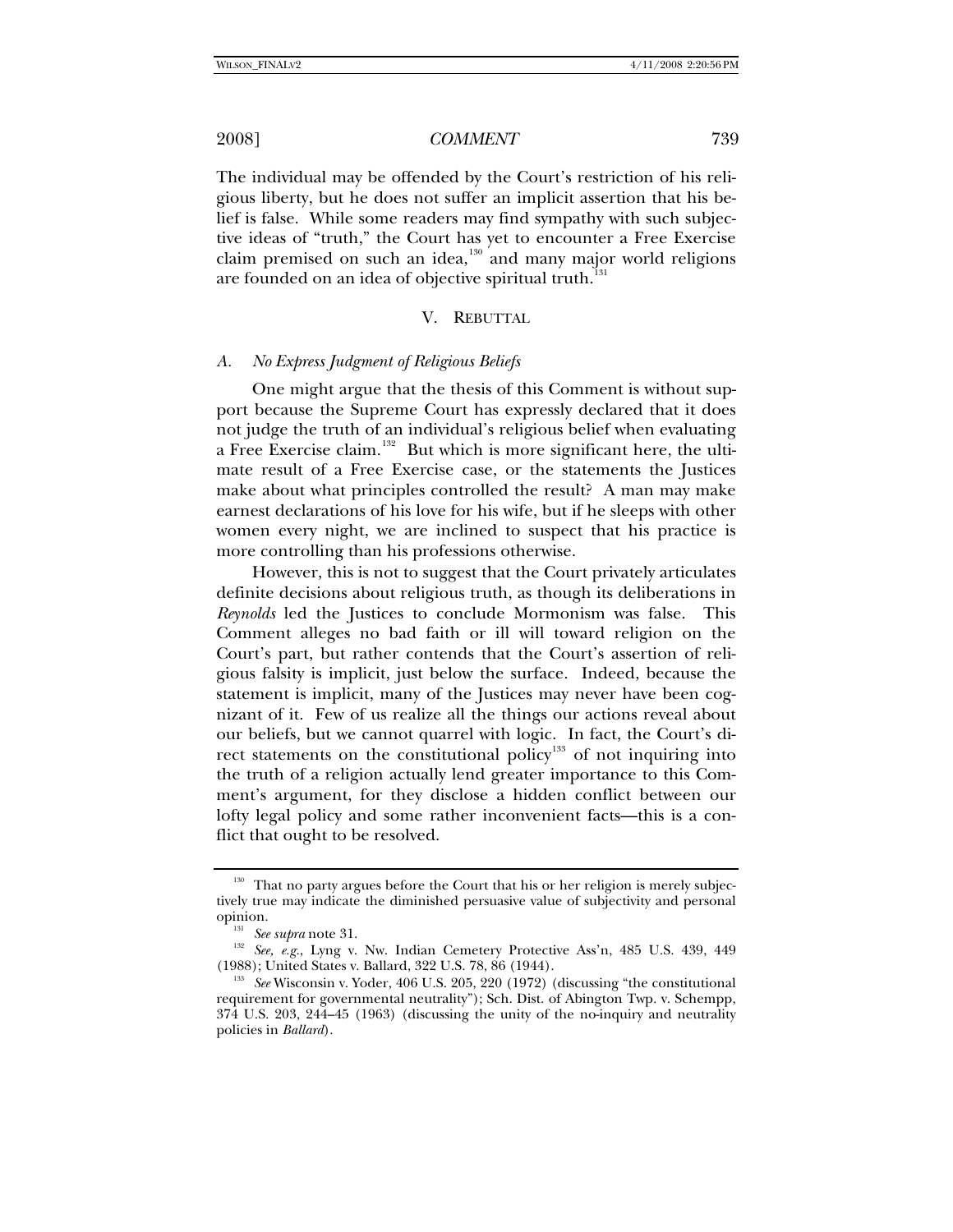The individual may be offended by the Court's restriction of his religious liberty, but he does not suffer an implicit assertion that his belief is false. While some readers may find sympathy with such subjective ideas of "truth," the Court has yet to encounter a Free Exercise claim premised on such an idea,[130] and many major world religions are founded on an idea of objective spiritual truth.[131]

## V. REBUTTAL

### A. *No Express Judgment of Religious Beliefs*

One might argue that the thesis of this Comment is without support because the Supreme Court has expressly declared that it does not judge the truth of an individual's religious belief when evaluating a Free Exercise claim.[132] But which is more significant here, the ultimate result of a Free Exercise case, or the statements the Justices make about what principles controlled the result? A man may make earnest declarations of his love for his wife, but if he sleeps with other women every night, we are inclined to suspect that his practice is more controlling than his professions otherwise.

However, this is not to suggest that the Court privately articulates definite decisions about religious truth, as though its deliberations in *Reynolds* led the Justices to conclude Mormonism was false. This Comment alleges no bad faith or ill will toward religion on the Court's part, but rather contends that the Court's assertion of religious falsity is implicit, just below the surface. Indeed, because the statement is implicit, many of the Justices may never have been cognizant of it. Few of us realize all the things our actions reveal about our beliefs, but we cannot quarrel with logic. In fact, the Court's direct statements on the constitutional policy[133] of not inquiring into the truth of a religion actually lend greater importance to this Comment's argument, for they disclose a hidden conflict between our lofty legal policy and some rather inconvenient facts—this is a conflict that ought to be resolved.

---

[130] That no party argues before the Court that his or her religion is merely subjectively true may indicate the diminished persuasive value of subjectivity and personal opinion.

[131] *See supra* note 31.

[132] *See, e.g.*, Lyng v. Nw. Indian Cemetery Protective Ass'n, 485 U.S. 439, 449 (1988); United States v. Ballard, 322 U.S. 78, 86 (1944).

[133] *See* Wisconsin v. Yoder, 406 U.S. 205, 220 (1972) (discussing "the constitutional requirement for governmental neutrality"); Sch. Dist. of Abington Twp. v. Schempp, 374 U.S. 203, 244–45 (1963) (discussing the unity of the no-inquiry and neutrality policies in *Ballard*).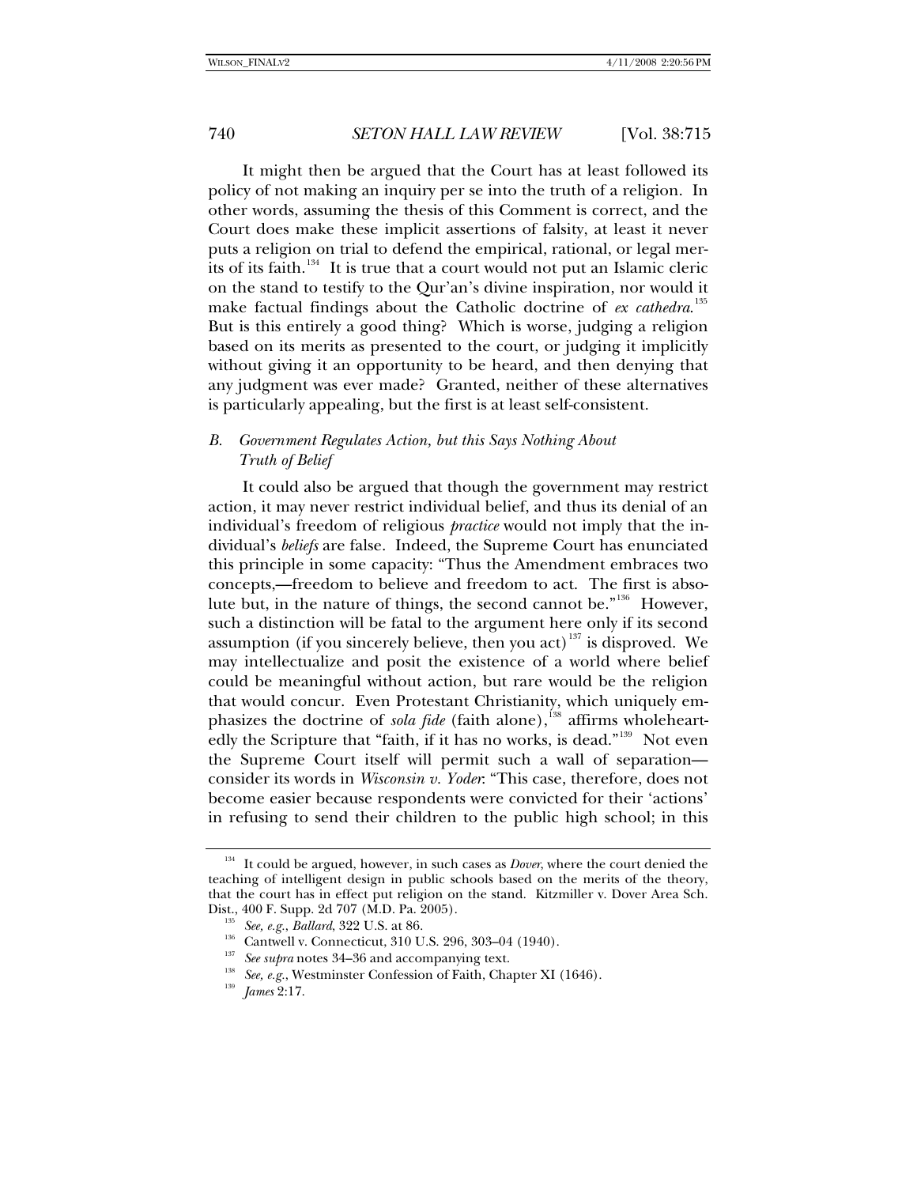It might then be argued that the Court has at least followed its policy of not making an inquiry per se into the truth of a religion. In other words, assuming the thesis of this Comment is correct, and the Court does make these implicit assertions of falsity, at least it never puts a religion on trial to defend the empirical, rational, or legal merits of its faith.[134] It is true that a court would not put an Islamic cleric on the stand to testify to the Qur'an's divine inspiration, nor would it make factual findings about the Catholic doctrine of *ex cathedra*.[135] But is this entirely a good thing? Which is worse, judging a religion based on its merits as presented to the court, or judging it implicitly without giving it an opportunity to be heard, and then denying that any judgment was ever made? Granted, neither of these alternatives is particularly appealing, but the first is at least self-consistent.

### *B. Government Regulates Action, but this Says Nothing About Truth of Belief*

It could also be argued that though the government may restrict action, it may never restrict individual belief, and thus its denial of an individual's freedom of religious *practice* would not imply that the individual's *beliefs* are false. Indeed, the Supreme Court has enunciated this principle in some capacity: "Thus the Amendment embraces two concepts,—freedom to believe and freedom to act. The first is absolute but, in the nature of things, the second cannot be."[136] However, such a distinction will be fatal to the argument here only if its second assumption (if you sincerely believe, then you act)[137] is disproved. We may intellectualize and posit the existence of a world where belief could be meaningful without action, but rare would be the religion that would concur. Even Protestant Christianity, which uniquely emphasizes the doctrine of *sola fide* (faith alone),[138] affirms wholeheartedly the Scripture that "faith, if it has no works, is dead."[139] Not even the Supreme Court itself will permit such a wall of separation—consider its words in *Wisconsin v. Yoder*: "This case, therefore, does not become easier because respondents were convicted for their 'actions' in refusing to send their children to the public high school; in this

---

[134] It could be argued, however, in such cases as *Dover*, where the court denied the teaching of intelligent design in public schools based on the merits of the theory, that the court has in effect put religion on the stand. Kitzmiller v. Dover Area Sch. Dist., 400 F. Supp. 2d 707 (M.D. Pa. 2005).

[135] *See, e.g.*, *Ballard*, 322 U.S. at 86.

[136] Cantwell v. Connecticut, 310 U.S. 296, 303–04 (1940).

[137] *See supra* notes 34–36 and accompanying text.

[138] *See, e.g.*, Westminster Confession of Faith, Chapter XI (1646).

[139] *James* 2:17.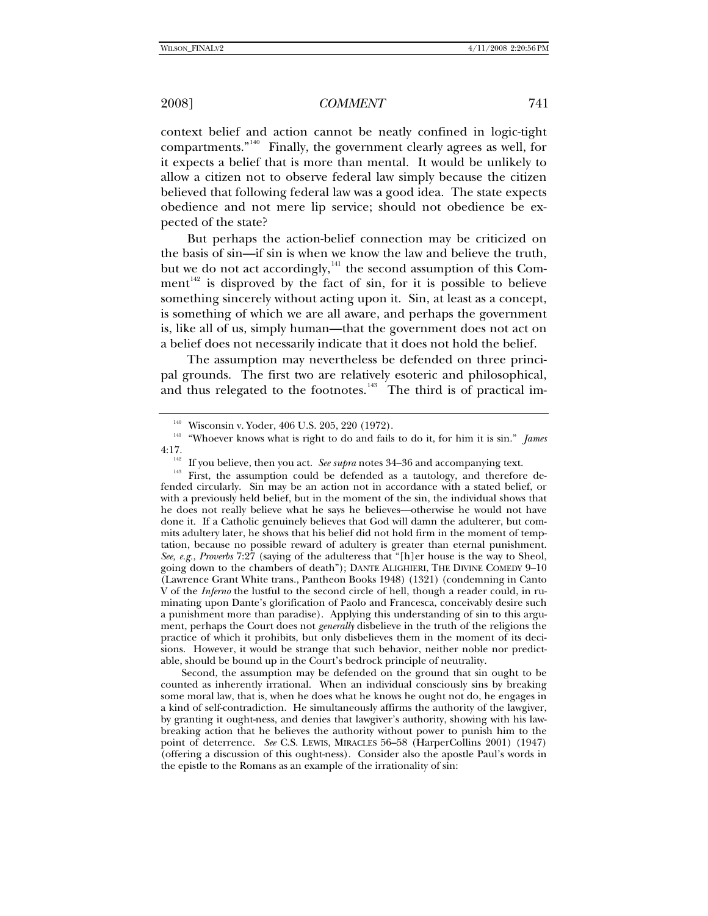context belief and action cannot be neatly confined in logic-tight compartments."[140] Finally, the government clearly agrees as well, for it expects a belief that is more than mental. It would be unlikely to allow a citizen not to observe federal law simply because the citizen believed that following federal law was a good idea. The state expects obedience and not mere lip service; should not obedience be expected of the state?

But perhaps the action-belief connection may be criticized on the basis of sin—if sin is when we know the law and believe the truth, but we do not act accordingly,[141] the second assumption of this Comment[142] is disproved by the fact of sin, for it is possible to believe something sincerely without acting upon it. Sin, at least as a concept, is something of which we are all aware, and perhaps the government is, like all of us, simply human—that the government does not act on a belief does not necessarily indicate that it does not hold the belief.

The assumption may nevertheless be defended on three principal grounds. The first two are relatively esoteric and philosophical, and thus relegated to the footnotes.[143] The third is of practical im-

---

[140] Wisconsin v. Yoder, 406 U.S. 205, 220 (1972).

[141] "Whoever knows what is right to do and fails to do it, for him it is sin." *James* 4:17.

[142] If you believe, then you act. *See supra* notes 34–36 and accompanying text.

[143] First, the assumption could be defended as a tautology, and therefore defended circularly. Sin may be an action not in accordance with a stated belief, or with a previously held belief, but in the moment of the sin, the individual shows that he does not really believe what he says he believes—otherwise he would not have done it. If a Catholic genuinely believes that God will damn the adulterer, but commits adultery later, he shows that his belief did not hold firm in the moment of temptation, because no possible reward of adultery is greater than eternal punishment. *See, e.g.*, *Proverbs* 7:27 (saying of the adulteress that "[h]er house is the way to Sheol, going down to the chambers of death"); DANTE ALIGHIERI, THE DIVINE COMEDY 9–10 (Lawrence Grant White trans., Pantheon Books 1948) (1321) (condemning in Canto V of the *Inferno* the lustful to the second circle of hell, though a reader could, in ruminating upon Dante's glorification of Paolo and Francesca, conceivably desire such a punishment more than paradise). Applying this understanding of sin to this argument, perhaps the Court does not *generally* disbelieve in the truth of the religions the practice of which it prohibits, but only disbelieves them in the moment of its decisions. However, it would be strange that such behavior, neither noble nor predictable, should be bound up in the Court's bedrock principle of neutrality.

Second, the assumption may be defended on the ground that sin ought to be counted as inherently irrational. When an individual consciously sins by breaking some moral law, that is, when he does what he knows he ought not do, he engages in a kind of self-contradiction. He simultaneously affirms the authority of the lawgiver, by granting it ought-ness, and denies that lawgiver's authority, showing with his law-breaking action that he believes the authority without power to punish him to the point of deterrence. *See* C.S. LEWIS, MIRACLES 56–58 (HarperCollins 2001) (1947) (offering a discussion of this ought-ness). Consider also the apostle Paul's words in the epistle to the Romans as an example of the irrationality of sin: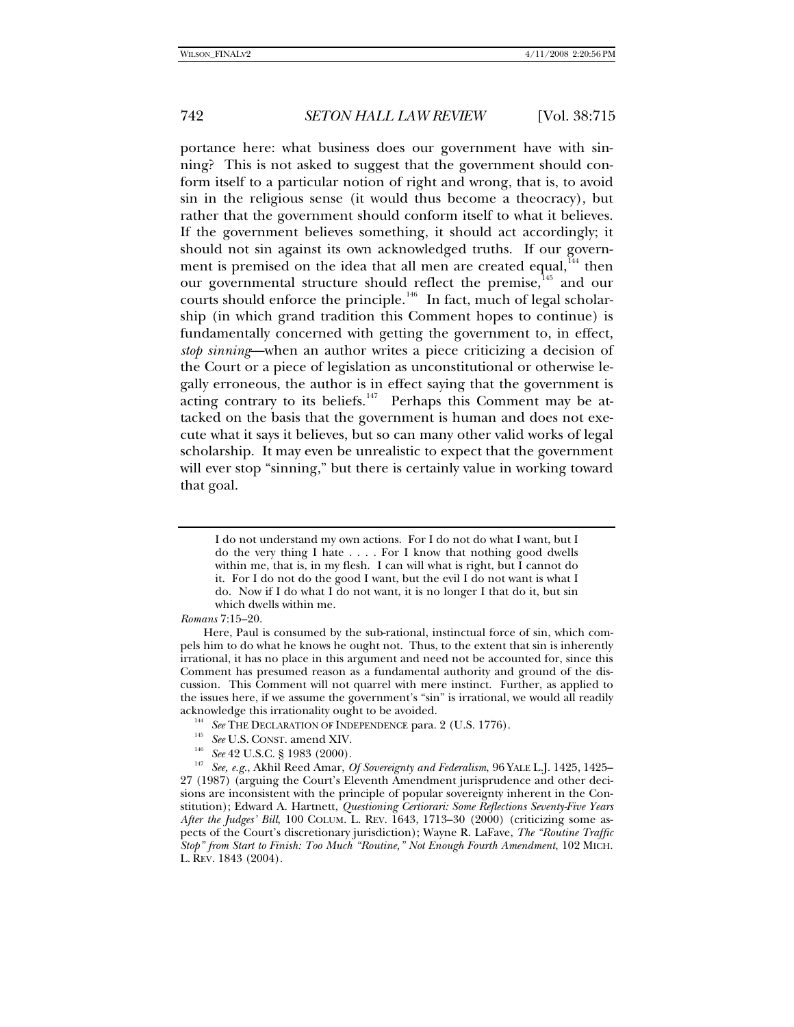portance here: what business does our government have with sinning? This is not asked to suggest that the government should conform itself to a particular notion of right and wrong, that is, to avoid sin in the religious sense (it would thus become a theocracy), but rather that the government should conform itself to what it believes. If the government believes something, it should act accordingly; it should not sin against its own acknowledged truths. If our government is premised on the idea that all men are created equal,[144] then our governmental structure should reflect the premise,[145] and our courts should enforce the principle.[146] In fact, much of legal scholarship (in which grand tradition this Comment hopes to continue) is fundamentally concerned with getting the government to, in effect, *stop sinning*—when an author writes a piece criticizing a decision of the Court or a piece of legislation as unconstitutional or otherwise legally erroneous, the author is in effect saying that the government is acting contrary to its beliefs.[147] Perhaps this Comment may be attacked on the basis that the government is human and does not execute what it says it believes, but so can many other valid works of legal scholarship. It may even be unrealistic to expect that the government will ever stop "sinning," but there is certainly value in working toward that goal.

---

> I do not understand my own actions. For I do not do what I want, but I do the very thing I hate . . . . For I know that nothing good dwells within me, that is, in my flesh. I can will what is right, but I cannot do it. For I do not do the good I want, but the evil I do not want is what I do. Now if I do what I do not want, it is no longer I that do it, but sin which dwells within me.

*Romans* 7:15–20.

Here, Paul is consumed by the sub-rational, instinctual force of sin, which compels him to do what he knows he ought not. Thus, to the extent that sin is inherently irrational, it has no place in this argument and need not be accounted for, since this Comment has presumed reason as a fundamental authority and ground of the discussion. This Comment will not quarrel with mere instinct. Further, as applied to the issues here, if we assume the government's "sin" is irrational, we would all readily acknowledge this irrationality ought to be avoided.

[144] *See* THE DECLARATION OF INDEPENDENCE para. 2 (U.S. 1776).

[145] *See* U.S. CONST. amend XIV.

[146] *See* 42 U.S.C. § 1983 (2000).

[147] *See, e.g.*, Akhil Reed Amar, *Of Sovereignty and Federalism*, 96 YALE L.J. 1425, 1425–27 (1987) (arguing the Court's Eleventh Amendment jurisprudence and other decisions are inconsistent with the principle of popular sovereignty inherent in the Constitution); Edward A. Hartnett, *Questioning Certiorari: Some Reflections Seventy-Five Years After the Judges' Bill*, 100 COLUM. L. REV. 1643, 1713–30 (2000) (criticizing some aspects of the Court's discretionary jurisdiction); Wayne R. LaFave, *The "Routine Traffic Stop" from Start to Finish: Too Much "Routine," Not Enough Fourth Amendment*, 102 MICH. L. REV. 1843 (2004).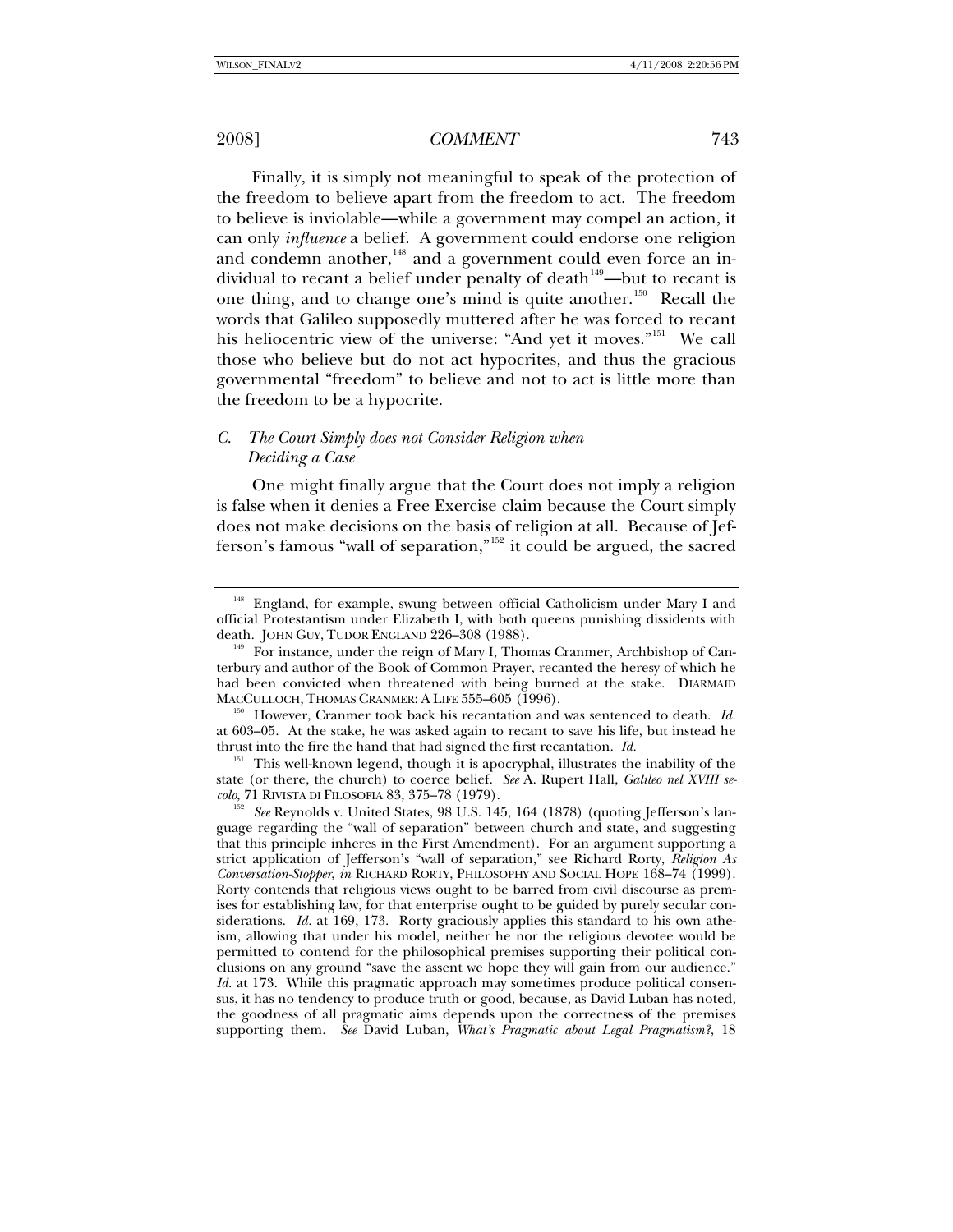Finally, it is simply not meaningful to speak of the protection of the freedom to believe apart from the freedom to act. The freedom to believe is inviolable—while a government may compel an action, it can only *influence* a belief. A government could endorse one religion and condemn another,[148] and a government could even force an individual to recant a belief under penalty of death[149]—but to recant is one thing, and to change one's mind is quite another.[150] Recall the words that Galileo supposedly muttered after he was forced to recant his heliocentric view of the universe: "And yet it moves."[151] We call those who believe but do not act hypocrites, and thus the gracious governmental "freedom" to believe and not to act is little more than the freedom to be a hypocrite.

### *C. The Court Simply does not Consider Religion when Deciding a Case*

One might finally argue that the Court does not imply a religion is false when it denies a Free Exercise claim because the Court simply does not make decisions on the basis of religion at all. Because of Jefferson's famous "wall of separation,"[152] it could be argued, the sacred

---

[148] England, for example, swung between official Catholicism under Mary I and official Protestantism under Elizabeth I, with both queens punishing dissidents with death. JOHN GUY, TUDOR ENGLAND 226–308 (1988).

[149] For instance, under the reign of Mary I, Thomas Cranmer, Archbishop of Canterbury and author of the Book of Common Prayer, recanted the heresy of which he had been convicted when threatened with being burned at the stake. DIARMAID MACCULLOCH, THOMAS CRANMER: A LIFE 555–605 (1996).

[150] However, Cranmer took back his recantation and was sentenced to death. *Id.* at 603–05. At the stake, he was asked again to recant to save his life, but instead he thrust into the fire the hand that had signed the first recantation. *Id.*

[151] This well-known legend, though it is apocryphal, illustrates the inability of the state (or there, the church) to coerce belief. *See* A. Rupert Hall, *Galileo nel XVIII secolo*, 71 RIVISTA DI FILOSOFIA 83, 375–78 (1979).

[152] *See* Reynolds v. United States, 98 U.S. 145, 164 (1878) (quoting Jefferson's language regarding the "wall of separation" between church and state, and suggesting that this principle inheres in the First Amendment). For an argument supporting a strict application of Jefferson's "wall of separation," see Richard Rorty, *Religion As Conversation-Stopper*, *in* RICHARD RORTY, PHILOSOPHY AND SOCIAL HOPE 168–74 (1999). Rorty contends that religious views ought to be barred from civil discourse as premises for establishing law, for that enterprise ought to be guided by purely secular considerations. *Id.* at 169, 173. Rorty graciously applies this standard to his own atheism, allowing that under his model, neither he nor the religious devotee would be permitted to contend for the philosophical premises supporting their political conclusions on any ground "save the assent we hope they will gain from our audience." *Id.* at 173. While this pragmatic approach may sometimes produce political consensus, it has no tendency to produce truth or good, because, as David Luban has noted, the goodness of all pragmatic aims depends upon the correctness of the premises supporting them. *See* David Luban, *What's Pragmatic about Legal Pragmatism?*, 18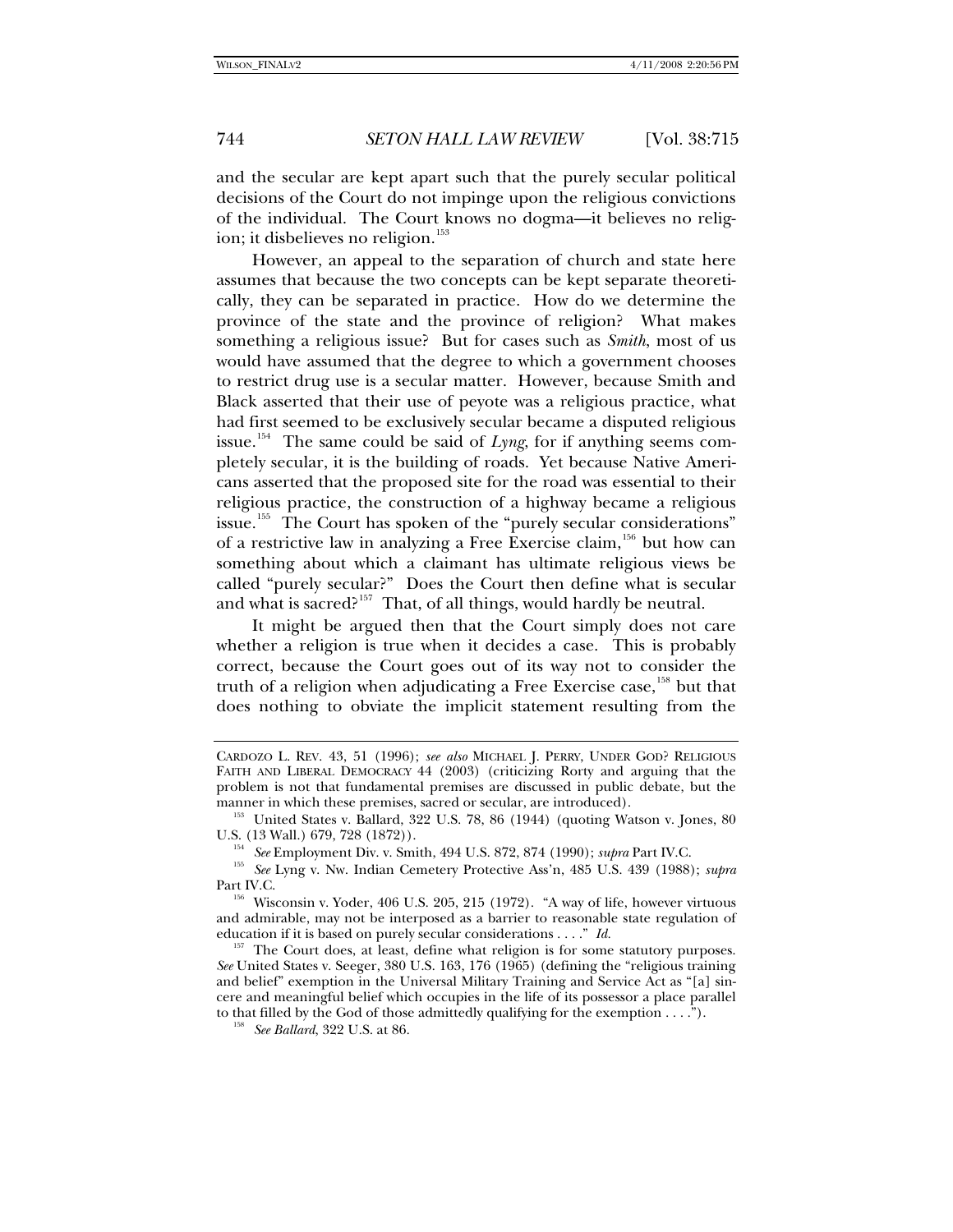and the secular are kept apart such that the purely secular political decisions of the Court do not impinge upon the religious convictions of the individual. The Court knows no dogma—it believes no religion; it disbelieves no religion.[153]

However, an appeal to the separation of church and state here assumes that because the two concepts can be kept separate theoretically, they can be separated in practice. How do we determine the province of the state and the province of religion? What makes something a religious issue? But for cases such as *Smith*, most of us would have assumed that the degree to which a government chooses to restrict drug use is a secular matter. However, because Smith and Black asserted that their use of peyote was a religious practice, what had first seemed to be exclusively secular became a disputed religious issue.[154] The same could be said of *Lyng*, for if anything seems completely secular, it is the building of roads. Yet because Native Americans asserted that the proposed site for the road was essential to their religious practice, the construction of a highway became a religious issue.[155] The Court has spoken of the "purely secular considerations" of a restrictive law in analyzing a Free Exercise claim,[156] but how can something about which a claimant has ultimate religious views be called "purely secular?" Does the Court then define what is secular and what is sacred?[157] That, of all things, would hardly be neutral.

It might be argued then that the Court simply does not care whether a religion is true when it decides a case. This is probably correct, because the Court goes out of its way not to consider the truth of a religion when adjudicating a Free Exercise case,[158] but that does nothing to obviate the implicit statement resulting from the

---

CARDOZO L. REV. 43, 51 (1996); *see also* MICHAEL J. PERRY, UNDER GOD? RELIGIOUS FAITH AND LIBERAL DEMOCRACY 44 (2003) (criticizing Rorty and arguing that the problem is not that fundamental premises are discussed in public debate, but the manner in which these premises, sacred or secular, are introduced).

[153] United States v. Ballard, 322 U.S. 78, 86 (1944) (quoting Watson v. Jones, 80 U.S. (13 Wall.) 679, 728 (1872)).

[154] *See* Employment Div. v. Smith, 494 U.S. 872, 874 (1990); *supra* Part IV.C.

[155] *See* Lyng v. Nw. Indian Cemetery Protective Ass'n, 485 U.S. 439 (1988); *supra* Part IV.C.

[156] Wisconsin v. Yoder, 406 U.S. 205, 215 (1972). "A way of life, however virtuous and admirable, may not be interposed as a barrier to reasonable state regulation of education if it is based on purely secular considerations . . . ." *Id.*

[157] The Court does, at least, define what religion is for some statutory purposes. *See* United States v. Seeger, 380 U.S. 163, 176 (1965) (defining the "religious training and belief" exemption in the Universal Military Training and Service Act as "[a] sincere and meaningful belief which occupies in the life of its possessor a place parallel to that filled by the God of those admittedly qualifying for the exemption . . . .").

[158] *See Ballard*, 322 U.S. at 86.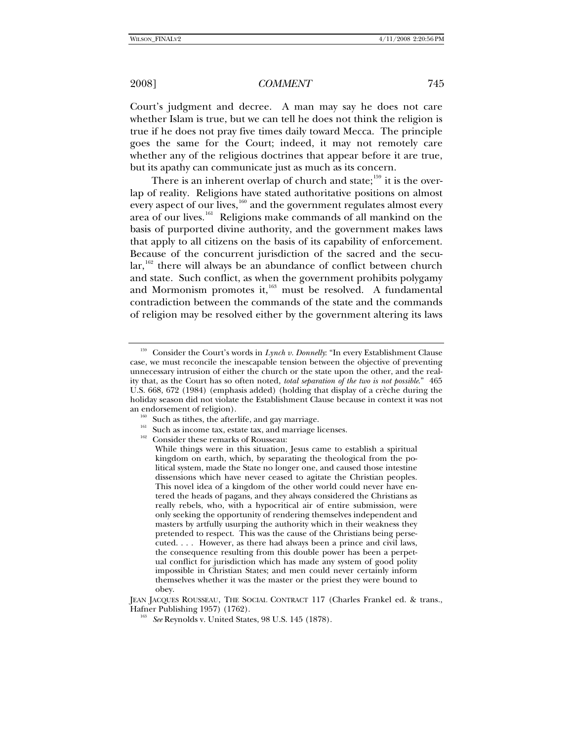Court's judgment and decree. A man may say he does not care whether Islam is true, but we can tell he does not think the religion is true if he does not pray five times daily toward Mecca. The principle goes the same for the Court; indeed, it may not remotely care whether any of the religious doctrines that appear before it are true, but its apathy can communicate just as much as its concern.

There is an inherent overlap of church and state;[159] it is the overlap of reality. Religions have stated authoritative positions on almost every aspect of our lives,[160] and the government regulates almost every area of our lives.[161] Religions make commands of all mankind on the basis of purported divine authority, and the government makes laws that apply to all citizens on the basis of its capability of enforcement. Because of the concurrent jurisdiction of the sacred and the secular,[162] there will always be an abundance of conflict between church and state. Such conflict, as when the government prohibits polygamy and Mormonism promotes it,[163] must be resolved. A fundamental contradiction between the commands of the state and the commands of religion may be resolved either by the government altering its laws

---

[159] Consider the Court's words in *Lynch v. Donnelly*: "In every Establishment Clause case, we must reconcile the inescapable tension between the objective of preventing unnecessary intrusion of either the church or the state upon the other, and the reality that, as the Court has so often noted, *total separation of the two is not possible*." 465 U.S. 668, 672 (1984) (emphasis added) (holding that display of a crèche during the holiday season did not violate the Establishment Clause because in context it was not an endorsement of religion).

[160] Such as tithes, the afterlife, and gay marriage.

[161] Such as income tax, estate tax, and marriage licenses.

[162] Consider these remarks of Rousseau:

> While things were in this situation, Jesus came to establish a spiritual kingdom on earth, which, by separating the theological from the political system, made the State no longer one, and caused those intestine dissensions which have never ceased to agitate the Christian peoples. This novel idea of a kingdom of the other world could never have entered the heads of pagans, and they always considered the Christians as really rebels, who, with a hypocritical air of entire submission, were only seeking the opportunity of rendering themselves independent and masters by artfully usurping the authority which in their weakness they pretended to respect. This was the cause of the Christians being persecuted. . . . However, as there had always been a prince and civil laws, the consequence resulting from this double power has been a perpetual conflict for jurisdiction which has made any system of good polity impossible in Christian States; and men could never certainly inform themselves whether it was the master or the priest they were bound to obey.

JEAN JACQUES ROUSSEAU, THE SOCIAL CONTRACT 117 (Charles Frankel ed. & trans., Hafner Publishing 1957) (1762).

[163] *See* Reynolds v. United States, 98 U.S. 145 (1878).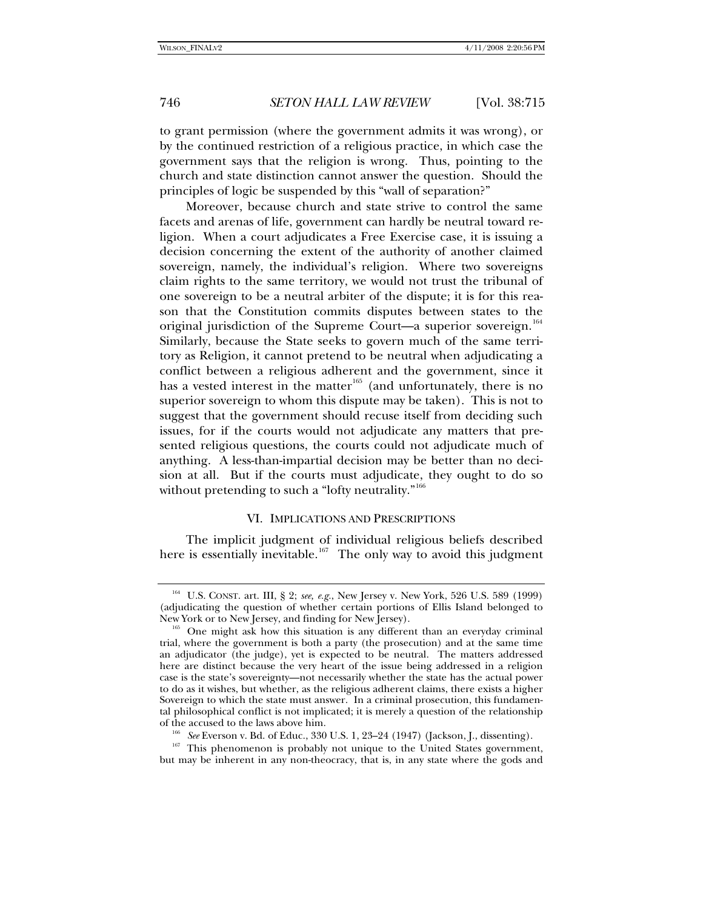to grant permission (where the government admits it was wrong), or by the continued restriction of a religious practice, in which case the government says that the religion is wrong. Thus, pointing to the church and state distinction cannot answer the question. Should the principles of logic be suspended by this "wall of separation?"

Moreover, because church and state strive to control the same facets and arenas of life, government can hardly be neutral toward religion. When a court adjudicates a Free Exercise case, it is issuing a decision concerning the extent of the authority of another claimed sovereign, namely, the individual's religion. Where two sovereigns claim rights to the same territory, we would not trust the tribunal of one sovereign to be a neutral arbiter of the dispute; it is for this reason that the Constitution commits disputes between states to the original jurisdiction of the Supreme Court—a superior sovereign.[164] Similarly, because the State seeks to govern much of the same territory as Religion, it cannot pretend to be neutral when adjudicating a conflict between a religious adherent and the government, since it has a vested interest in the matter[165] (and unfortunately, there is no superior sovereign to whom this dispute may be taken). This is not to suggest that the government should recuse itself from deciding such issues, for if the courts would not adjudicate any matters that presented religious questions, the courts could not adjudicate much of anything. A less-than-impartial decision may be better than no decision at all. But if the courts must adjudicate, they ought to do so without pretending to such a "lofty neutrality."[166]

## VI. IMPLICATIONS AND PRESCRIPTIONS

The implicit judgment of individual religious beliefs described here is essentially inevitable.[167] The only way to avoid this judgment

---

[164] U.S. CONST. art. III, § 2; *see, e.g.*, New Jersey v. New York, 526 U.S. 589 (1999) (adjudicating the question of whether certain portions of Ellis Island belonged to New York or to New Jersey, and finding for New Jersey).

[165] One might ask how this situation is any different than an everyday criminal trial, where the government is both a party (the prosecution) and at the same time an adjudicator (the judge), yet is expected to be neutral. The matters addressed here are distinct because the very heart of the issue being addressed in a religion case is the state's sovereignty—not necessarily whether the state has the actual power to do as it wishes, but whether, as the religious adherent claims, there exists a higher Sovereign to which the state must answer. In a criminal prosecution, this fundamental philosophical conflict is not implicated; it is merely a question of the relationship of the accused to the laws above him.

[166] *See* Everson v. Bd. of Educ., 330 U.S. 1, 23–24 (1947) (Jackson, J., dissenting).

[167] This phenomenon is probably not unique to the United States government, but may be inherent in any non-theocracy, that is, in any state where the gods and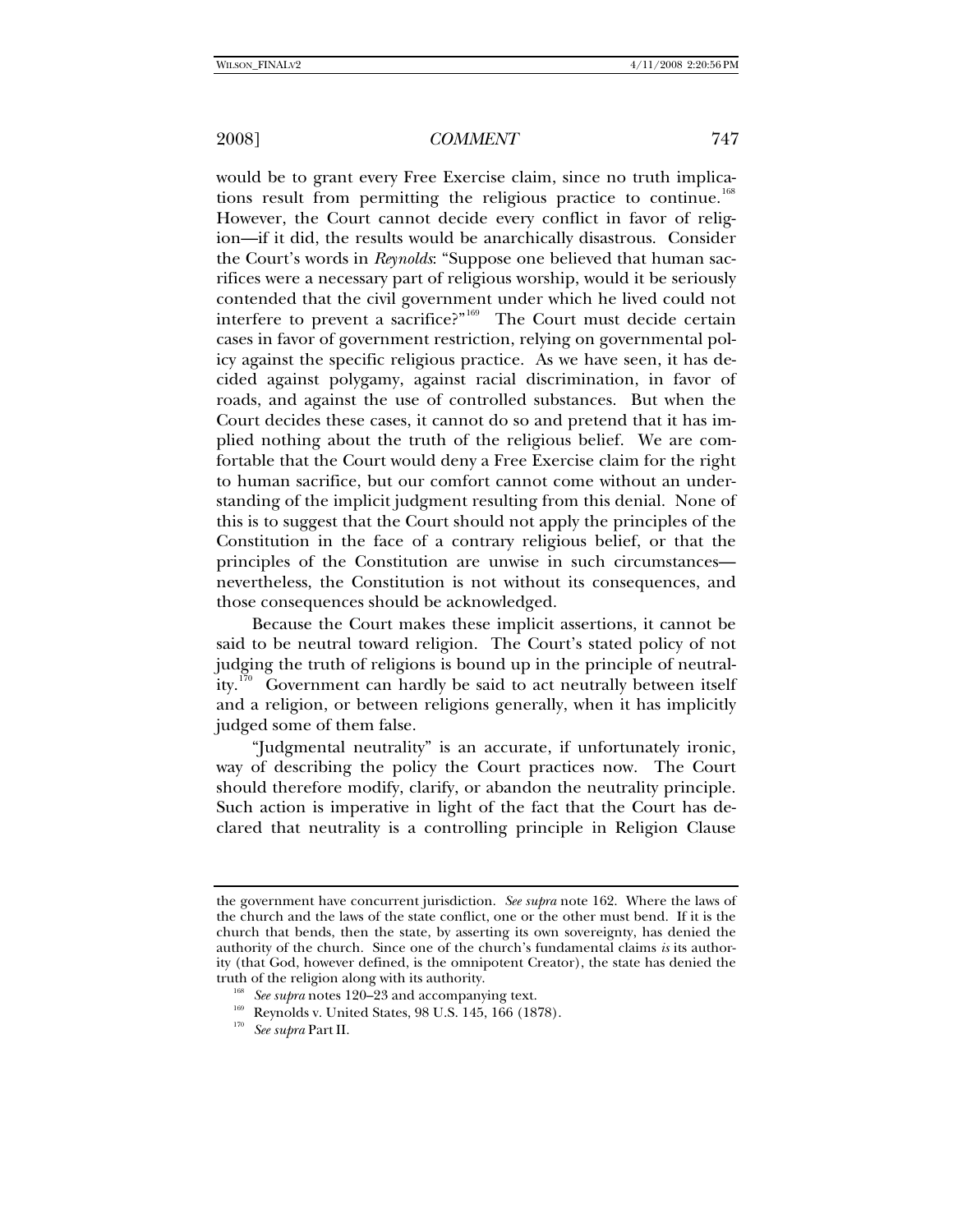would be to grant every Free Exercise claim, since no truth implications result from permitting the religious practice to continue.[168] However, the Court cannot decide every conflict in favor of religion—if it did, the results would be anarchically disastrous. Consider the Court's words in *Reynolds*: "Suppose one believed that human sacrifices were a necessary part of religious worship, would it be seriously contended that the civil government under which he lived could not interfere to prevent a sacrifice?"[169] The Court must decide certain cases in favor of government restriction, relying on governmental policy against the specific religious practice. As we have seen, it has decided against polygamy, against racial discrimination, in favor of roads, and against the use of controlled substances. But when the Court decides these cases, it cannot do so and pretend that it has implied nothing about the truth of the religious belief. We are comfortable that the Court would deny a Free Exercise claim for the right to human sacrifice, but our comfort cannot come without an understanding of the implicit judgment resulting from this denial. None of this is to suggest that the Court should not apply the principles of the Constitution in the face of a contrary religious belief, or that the principles of the Constitution are unwise in such circumstances—nevertheless, the Constitution is not without its consequences, and those consequences should be acknowledged.

Because the Court makes these implicit assertions, it cannot be said to be neutral toward religion. The Court's stated policy of not judging the truth of religions is bound up in the principle of neutrality.[170] Government can hardly be said to act neutrally between itself and a religion, or between religions generally, when it has implicitly judged some of them false.

"Judgmental neutrality" is an accurate, if unfortunately ironic, way of describing the policy the Court practices now. The Court should therefore modify, clarify, or abandon the neutrality principle. Such action is imperative in light of the fact that the Court has declared that neutrality is a controlling principle in Religion Clause

---

the government have concurrent jurisdiction. *See supra* note 162. Where the laws of the church and the laws of the state conflict, one or the other must bend. If it is the church that bends, then the state, by asserting its own sovereignty, has denied the authority of the church. Since one of the church's fundamental claims *is* its authority (that God, however defined, is the omnipotent Creator), the state has denied the truth of the religion along with its authority.

[168] *See supra* notes 120–23 and accompanying text.

[169] Reynolds v. United States, 98 U.S. 145, 166 (1878).

[170] *See supra* Part II.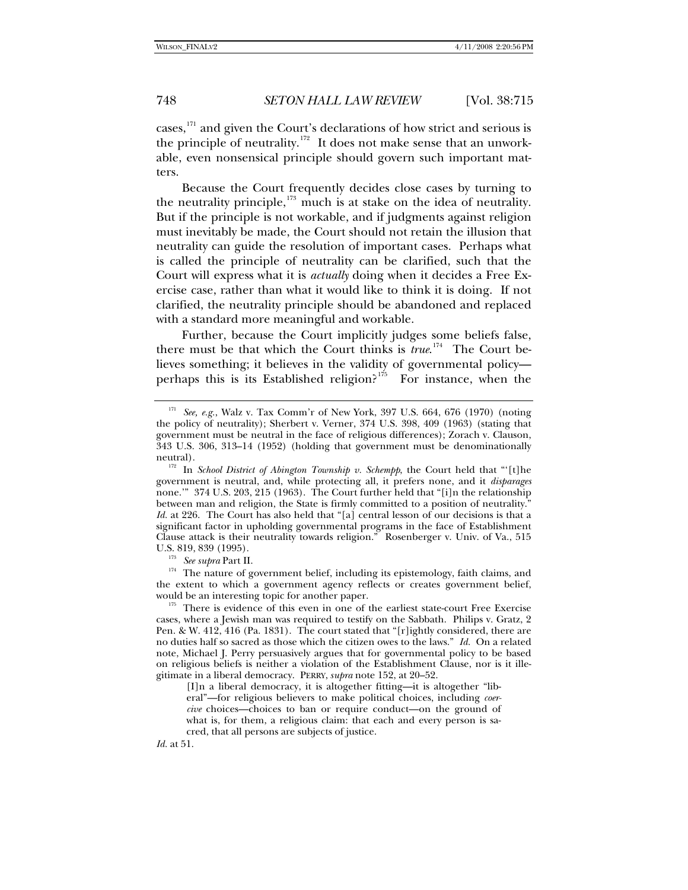cases,[171] and given the Court's declarations of how strict and serious is the principle of neutrality.[172] It does not make sense that an unworkable, even nonsensical principle should govern such important matters.

Because the Court frequently decides close cases by turning to the neutrality principle,[173] much is at stake on the idea of neutrality. But if the principle is not workable, and if judgments against religion must inevitably be made, the Court should not retain the illusion that neutrality can guide the resolution of important cases. Perhaps what is called the principle of neutrality can be clarified, such that the Court will express what it is *actually* doing when it decides a Free Exercise case, rather than what it would like to think it is doing. If not clarified, the neutrality principle should be abandoned and replaced with a standard more meaningful and workable.

Further, because the Court implicitly judges some beliefs false, there must be that which the Court thinks is *true*.[174] The Court believes something; it believes in the validity of governmental policy—perhaps this is its Established religion?[175] For instance, when the

---

[171] *See, e.g.*, Walz v. Tax Comm'r of New York, 397 U.S. 664, 676 (1970) (noting the policy of neutrality); Sherbert v. Verner, 374 U.S. 398, 409 (1963) (stating that government must be neutral in the face of religious differences); Zorach v. Clauson, 343 U.S. 306, 313–14 (1952) (holding that government must be denominationally neutral).

[172] In *School District of Abington Township v. Schempp*, the Court held that "'[t]he government is neutral, and, while protecting all, it prefers none, and it *disparages* none.'" 374 U.S. 203, 215 (1963). The Court further held that "[i]n the relationship between man and religion, the State is firmly committed to a position of neutrality." *Id.* at 226. The Court has also held that "[a] central lesson of our decisions is that a significant factor in upholding governmental programs in the face of Establishment Clause attack is their neutrality towards religion." Rosenberger v. Univ. of Va., 515 U.S. 819, 839 (1995).

[173] *See supra* Part II.

[174] The nature of government belief, including its epistemology, faith claims, and the extent to which a government agency reflects or creates government belief, would be an interesting topic for another paper.

[175] There is evidence of this even in one of the earliest state-court Free Exercise cases, where a Jewish man was required to testify on the Sabbath. Philips v. Gratz, 2 Pen. & W. 412, 416 (Pa. 1831). The court stated that "[r]ightly considered, there are no duties half so sacred as those which the citizen owes to the laws." *Id.* On a related note, Michael J. Perry persuasively argues that for governmental policy to be based on religious beliefs is neither a violation of the Establishment Clause, nor is it illegitimate in a liberal democracy. PERRY, *supra* note 152, at 20–52.

> [I]n a liberal democracy, it is altogether fitting—it is altogether "liberal"—for religious believers to make political choices, including *coercive* choices—choices to ban or require conduct—on the ground of what is, for them, a religious claim: that each and every person is sacred, that all persons are subjects of justice.

*Id.* at 51.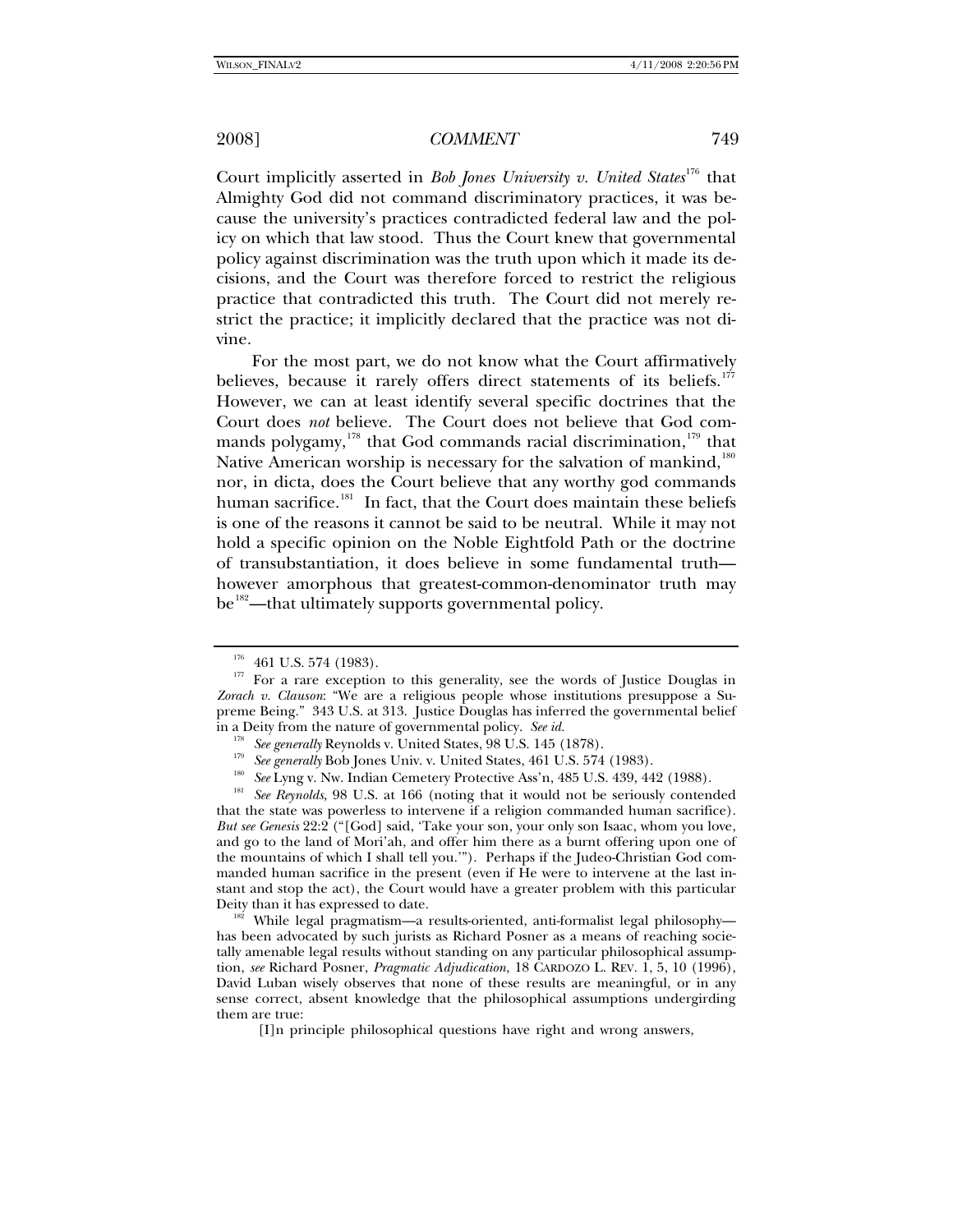Court implicitly asserted in *Bob Jones University v. United States*[176] that Almighty God did not command discriminatory practices, it was because the university's practices contradicted federal law and the policy on which that law stood. Thus the Court knew that governmental policy against discrimination was the truth upon which it made its decisions, and the Court was therefore forced to restrict the religious practice that contradicted this truth. The Court did not merely restrict the practice; it implicitly declared that the practice was not divine.

For the most part, we do not know what the Court affirmatively believes, because it rarely offers direct statements of its beliefs.[177] However, we can at least identify several specific doctrines that the Court does *not* believe. The Court does not believe that God commands polygamy,[178] that God commands racial discrimination,[179] that Native American worship is necessary for the salvation of mankind,[180] nor, in dicta, does the Court believe that any worthy god commands human sacrifice.[181] In fact, that the Court does maintain these beliefs is one of the reasons it cannot be said to be neutral. While it may not hold a specific opinion on the Noble Eightfold Path or the doctrine of transubstantiation, it does believe in some fundamental truth—however amorphous that greatest-common-denominator truth may be[182]—that ultimately supports governmental policy.

---

[176] 461 U.S. 574 (1983).

[177] For a rare exception to this generality, see the words of Justice Douglas in *Zorach v. Clauson*: "We are a religious people whose institutions presuppose a Supreme Being." 343 U.S. at 313. Justice Douglas has inferred the governmental belief in a Deity from the nature of governmental policy. *See id.*

[178] *See generally* Reynolds v. United States, 98 U.S. 145 (1878).

[179] *See generally* Bob Jones Univ. v. United States, 461 U.S. 574 (1983).

[180] *See* Lyng v. Nw. Indian Cemetery Protective Ass'n, 485 U.S. 439, 442 (1988).

[181] *See Reynolds*, 98 U.S. at 166 (noting that it would not be seriously contended that the state was powerless to intervene if a religion commanded human sacrifice). *But see Genesis* 22:2 ("[God] said, 'Take your son, your only son Isaac, whom you love, and go to the land of Mori'ah, and offer him there as a burnt offering upon one of the mountains of which I shall tell you.'"). Perhaps if the Judeo-Christian God commanded human sacrifice in the present (even if He were to intervene at the last instant and stop the act), the Court would have a greater problem with this particular Deity than it has expressed to date.

[182] While legal pragmatism—a results-oriented, anti-formalist legal philosophy—has been advocated by such jurists as Richard Posner as a means of reaching societally amenable legal results without standing on any particular philosophical assumption, *see* Richard Posner, *Pragmatic Adjudication*, 18 CARDOZO L. REV. 1, 5, 10 (1996), David Luban wisely observes that none of these results are meaningful, or in any sense correct, absent knowledge that the philosophical assumptions undergirding them are true:

> [I]n principle philosophical questions have right and wrong answers,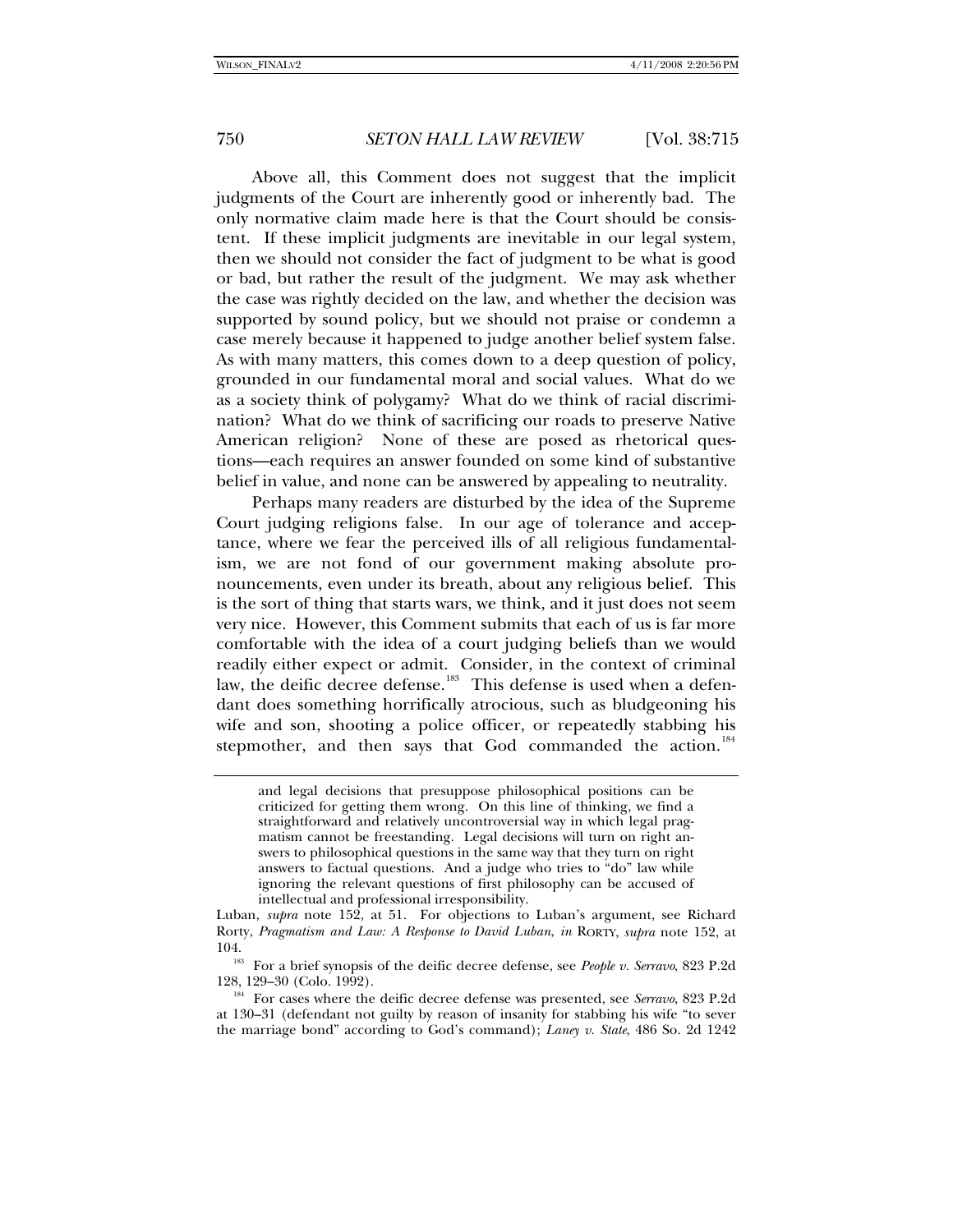Above all, this Comment does not suggest that the implicit judgments of the Court are inherently good or inherently bad. The only normative claim made here is that the Court should be consistent. If these implicit judgments are inevitable in our legal system, then we should not consider the fact of judgment to be what is good or bad, but rather the result of the judgment. We may ask whether the case was rightly decided on the law, and whether the decision was supported by sound policy, but we should not praise or condemn a case merely because it happened to judge another belief system false. As with many matters, this comes down to a deep question of policy, grounded in our fundamental moral and social values. What do we as a society think of polygamy? What do we think of racial discrimination? What do we think of sacrificing our roads to preserve Native American religion? None of these are posed as rhetorical questions—each requires an answer founded on some kind of substantive belief in value, and none can be answered by appealing to neutrality.

Perhaps many readers are disturbed by the idea of the Supreme Court judging religions false. In our age of tolerance and acceptance, where we fear the perceived ills of all religious fundamentalism, we are not fond of our government making absolute pronouncements, even under its breath, about any religious belief. This is the sort of thing that starts wars, we think, and it just does not seem very nice. However, this Comment submits that each of us is far more comfortable with the idea of a court judging beliefs than we would readily either expect or admit. Consider, in the context of criminal law, the deific decree defense.[183] This defense is used when a defendant does something horrifically atrocious, such as bludgeoning his wife and son, shooting a police officer, or repeatedly stabbing his stepmother, and then says that God commanded the action.[184]

---

> and legal decisions that presuppose philosophical positions can be criticized for getting them wrong. On this line of thinking, we find a straightforward and relatively uncontroversial way in which legal pragmatism cannot be freestanding. Legal decisions will turn on right answers to philosophical questions in the same way that they turn on right answers to factual questions. And a judge who tries to "do" law while ignoring the relevant questions of first philosophy can be accused of intellectual and professional irresponsibility.

Luban, *supra* note 152, at 51. For objections to Luban's argument, see Richard Rorty, *Pragmatism and Law: A Response to David Luban, in* RORTY, *supra* note 152, at 104.

[183] For a brief synopsis of the deific decree defense, see *People v. Serravo*, 823 P.2d 128, 129–30 (Colo. 1992).

[184] For cases where the deific decree defense was presented, see *Serravo*, 823 P.2d at 130–31 (defendant not guilty by reason of insanity for stabbing his wife "to sever the marriage bond" according to God's command); *Laney v. State*, 486 So. 2d 1242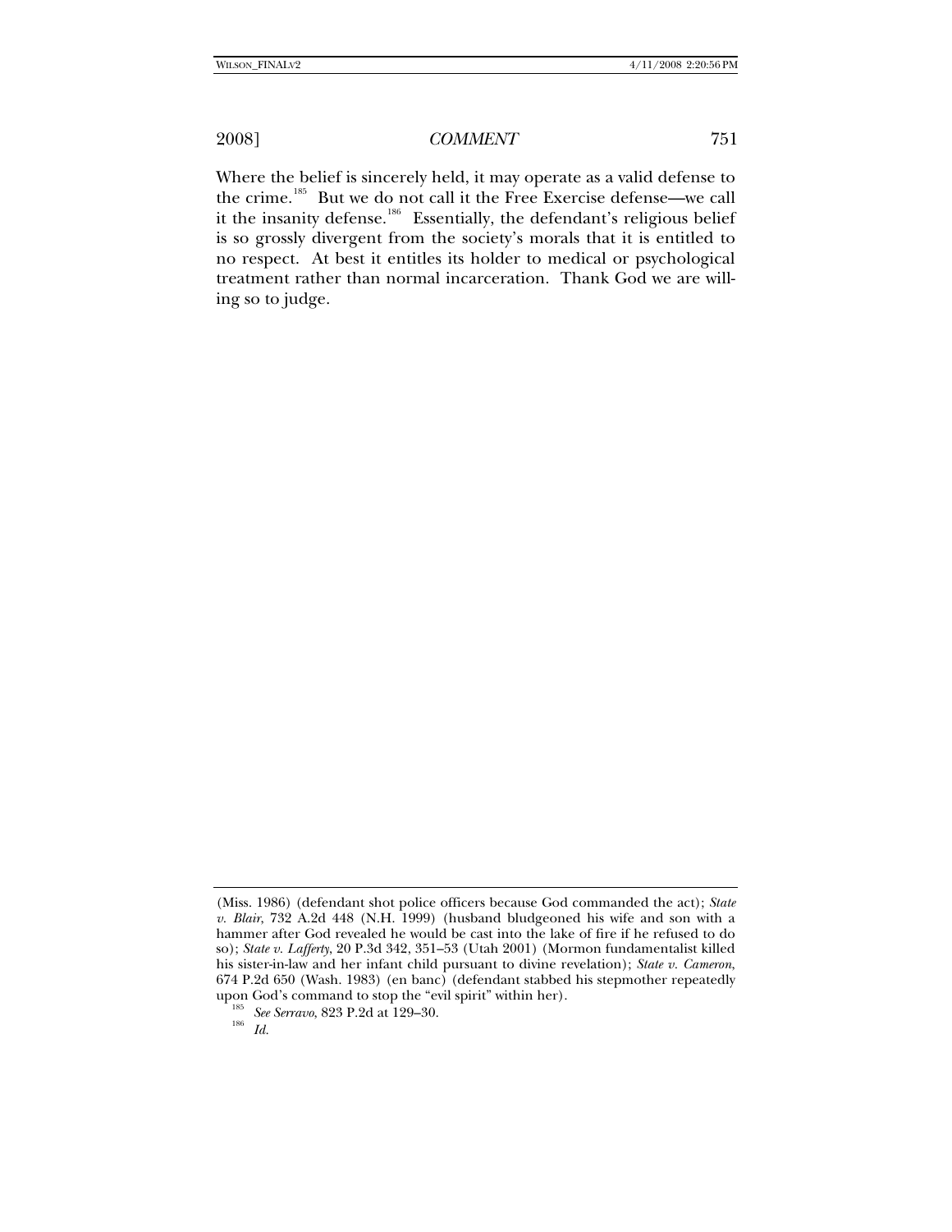Where the belief is sincerely held, it may operate as a valid defense to the crime.[185] But we do not call it the Free Exercise defense—we call it the insanity defense.[186] Essentially, the defendant's religious belief is so grossly divergent from the society's morals that it is entitled to no respect. At best it entitles its holder to medical or psychological treatment rather than normal incarceration. Thank God we are willing so to judge.

---

(Miss. 1986) (defendant shot police officers because God commanded the act); *State v. Blair*, 732 A.2d 448 (N.H. 1999) (husband bludgeoned his wife and son with a hammer after God revealed he would be cast into the lake of fire if he refused to do so); *State v. Lafferty*, 20 P.3d 342, 351–53 (Utah 2001) (Mormon fundamentalist killed his sister-in-law and her infant child pursuant to divine revelation); *State v. Cameron*, 674 P.2d 650 (Wash. 1983) (en banc) (defendant stabbed his stepmother repeatedly upon God's command to stop the "evil spirit" within her).

[185] *See Serravo*, 823 P.2d at 129–30.

[186] *Id.*